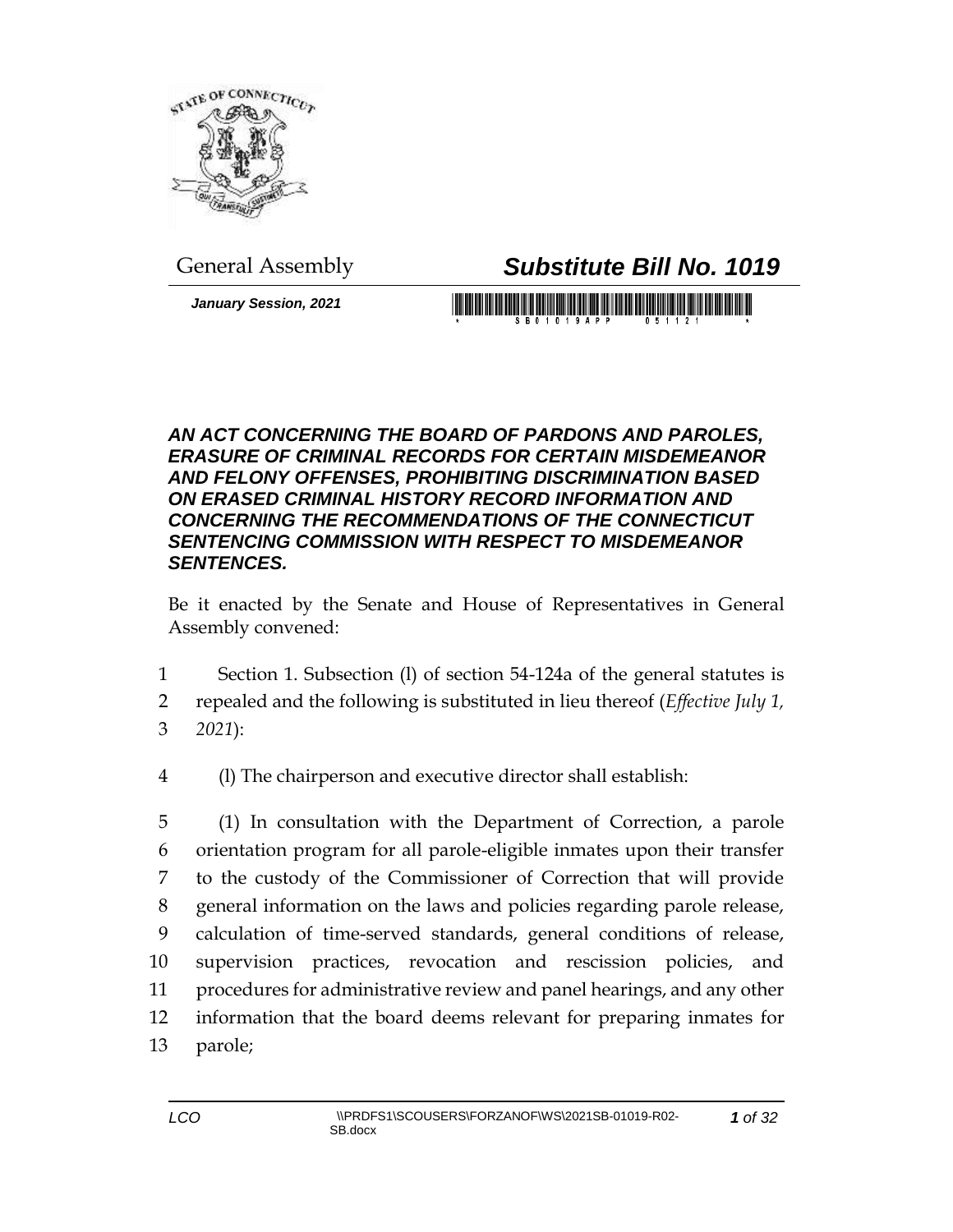General Assembly

# *Substitute Bill No. 1019*

***January Session, 2021***

***AN ACT CONCERNING THE BOARD OF PARDONS AND PAROLES, ERASURE OF CRIMINAL RECORDS FOR CERTAIN MISDEMEANOR AND FELONY OFFENSES, PROHIBITING DISCRIMINATION BASED ON ERASED CRIMINAL HISTORY RECORD INFORMATION AND CONCERNING THE RECOMMENDATIONS OF THE CONNECTICUT SENTENCING COMMISSION WITH RESPECT TO MISDEMEANOR SENTENCES.***

Be it enacted by the Senate and House of Representatives in General Assembly convened:

1 Section 1. Subsection (l) of section 54-124a of the general statutes is
2 repealed and the following is substituted in lieu thereof (*Effective July 1,*
3 *2021*):

4 (l) The chairperson and executive director shall establish:

5 (1) In consultation with the Department of Correction, a parole
6 orientation program for all parole-eligible inmates upon their transfer
7 to the custody of the Commissioner of Correction that will provide
8 general information on the laws and policies regarding parole release,
9 calculation of time-served standards, general conditions of release,
10 supervision practices, revocation and rescission policies, and
11 procedures for administrative review and panel hearings, and any other
12 information that the board deems relevant for preparing inmates for
13 parole;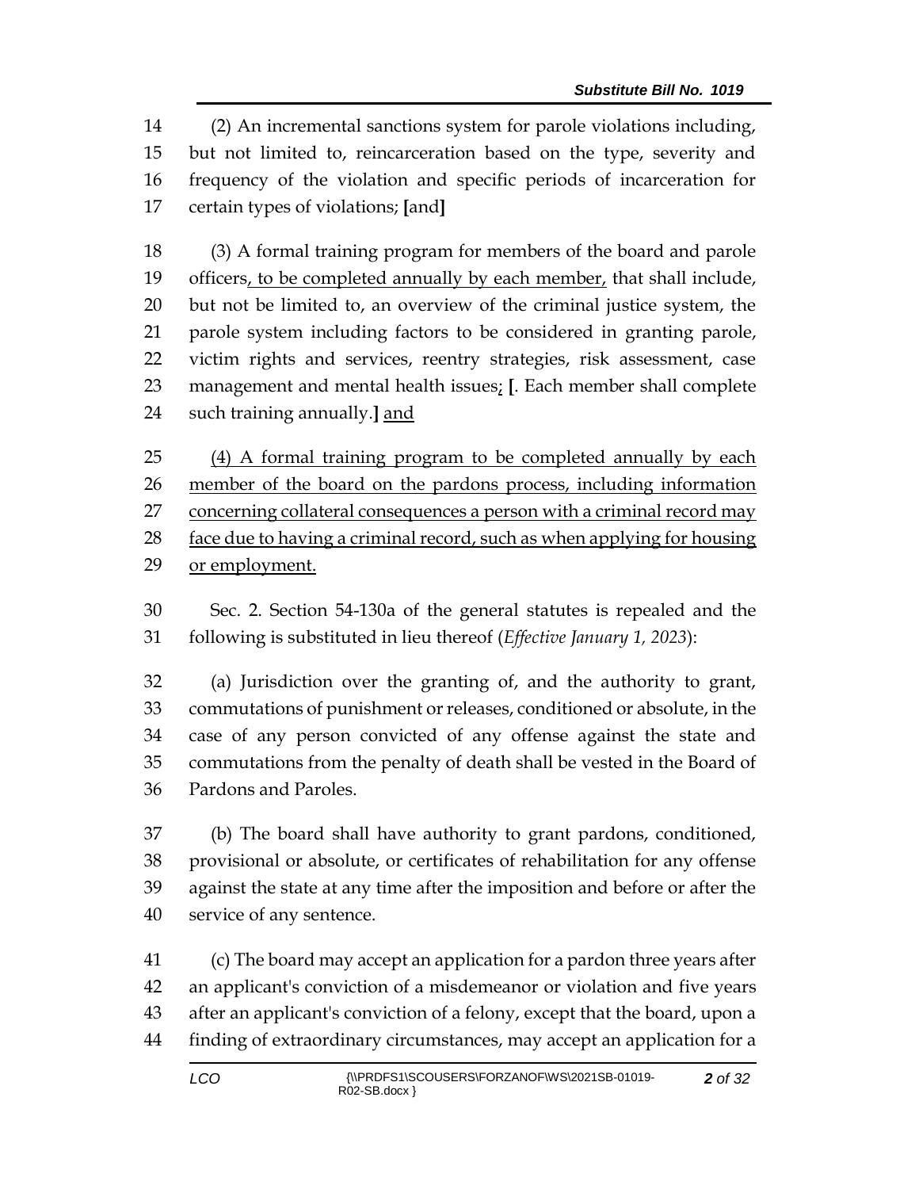(2) An incremental sanctions system for parole violations including, but not limited to, reincarceration based on the type, severity and frequency of the violation and specific periods of incarceration for certain types of violations; [and]

(3) A formal training program for members of the board and parole officers<u>, to be completed annually by each member,</u> that shall include, but not be limited to, an overview of the criminal justice system, the parole system including factors to be considered in granting parole, victim rights and services, reentry strategies, risk assessment, case management and mental health issues<u>;</u> [. Each member shall complete such training annually.] <u>and</u>

<u>(4) A formal training program to be completed annually by each member of the board on the pardons process, including information concerning collateral consequences a person with a criminal record may face due to having a criminal record, such as when applying for housing or employment.</u>

Sec. 2. Section 54-130a of the general statutes is repealed and the following is substituted in lieu thereof (*Effective January 1, 2023*):

(a) Jurisdiction over the granting of, and the authority to grant, commutations of punishment or releases, conditioned or absolute, in the case of any person convicted of any offense against the state and commutations from the penalty of death shall be vested in the Board of Pardons and Paroles.

(b) The board shall have authority to grant pardons, conditioned, provisional or absolute, or certificates of rehabilitation for any offense against the state at any time after the imposition and before or after the service of any sentence.

(c) The board may accept an application for a pardon three years after an applicant's conviction of a misdemeanor or violation and five years after an applicant's conviction of a felony, except that the board, upon a finding of extraordinary circumstances, may accept an application for a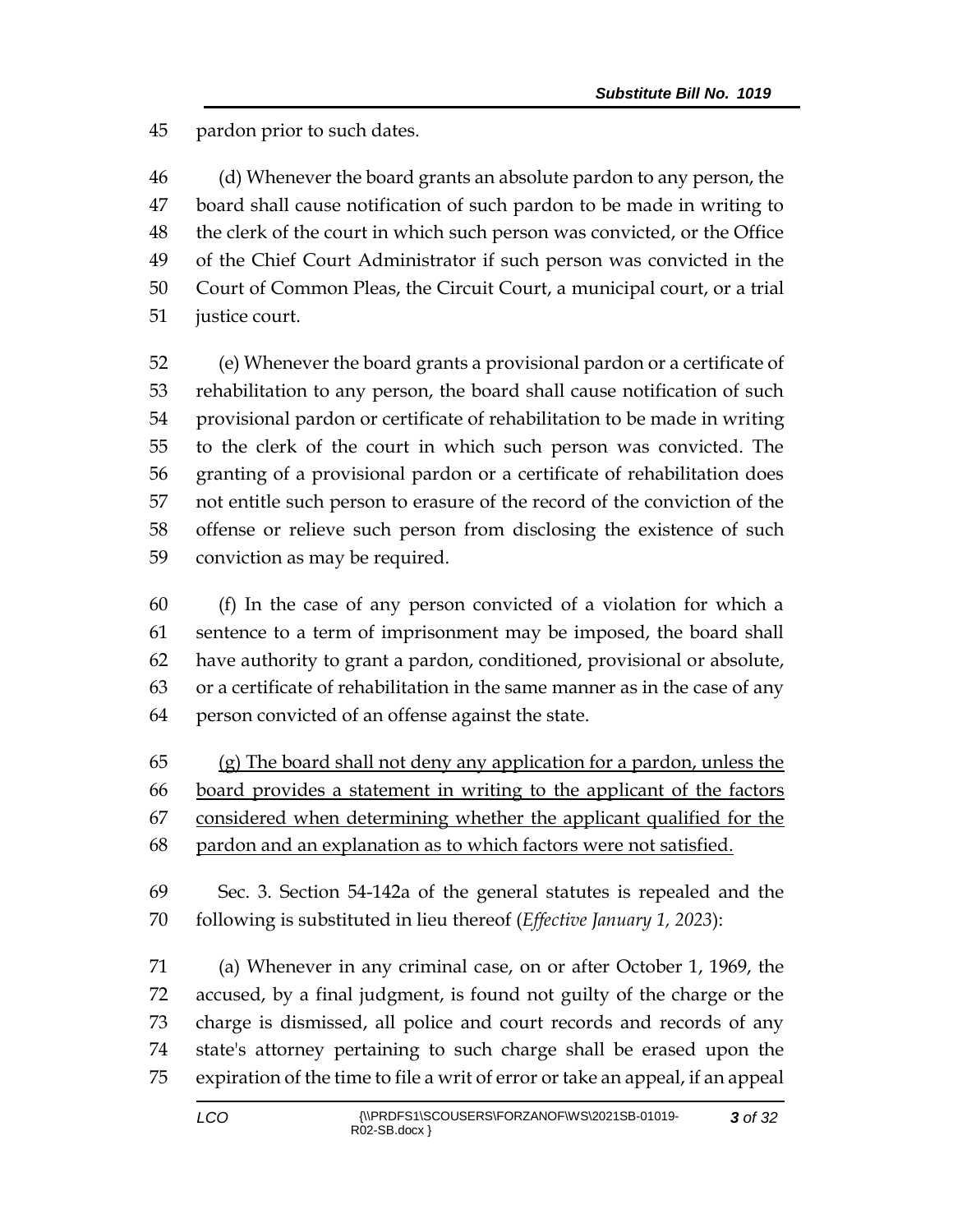pardon prior to such dates.

(d) Whenever the board grants an absolute pardon to any person, the board shall cause notification of such pardon to be made in writing to the clerk of the court in which such person was convicted, or the Office of the Chief Court Administrator if such person was convicted in the Court of Common Pleas, the Circuit Court, a municipal court, or a trial justice court.

(e) Whenever the board grants a provisional pardon or a certificate of rehabilitation to any person, the board shall cause notification of such provisional pardon or certificate of rehabilitation to be made in writing to the clerk of the court in which such person was convicted. The granting of a provisional pardon or a certificate of rehabilitation does not entitle such person to erasure of the record of the conviction of the offense or relieve such person from disclosing the existence of such conviction as may be required.

(f) In the case of any person convicted of a violation for which a sentence to a term of imprisonment may be imposed, the board shall have authority to grant a pardon, conditioned, provisional or absolute, or a certificate of rehabilitation in the same manner as in the case of any person convicted of an offense against the state.

<u>(g) The board shall not deny any application for a pardon, unless the board provides a statement in writing to the applicant of the factors considered when determining whether the applicant qualified for the pardon and an explanation as to which factors were not satisfied.</u>

Sec. 3. Section 54-142a of the general statutes is repealed and the following is substituted in lieu thereof (*Effective January 1, 2023*):

(a) Whenever in any criminal case, on or after October 1, 1969, the accused, by a final judgment, is found not guilty of the charge or the charge is dismissed, all police and court records and records of any state's attorney pertaining to such charge shall be erased upon the expiration of the time to file a writ of error or take an appeal, if an appeal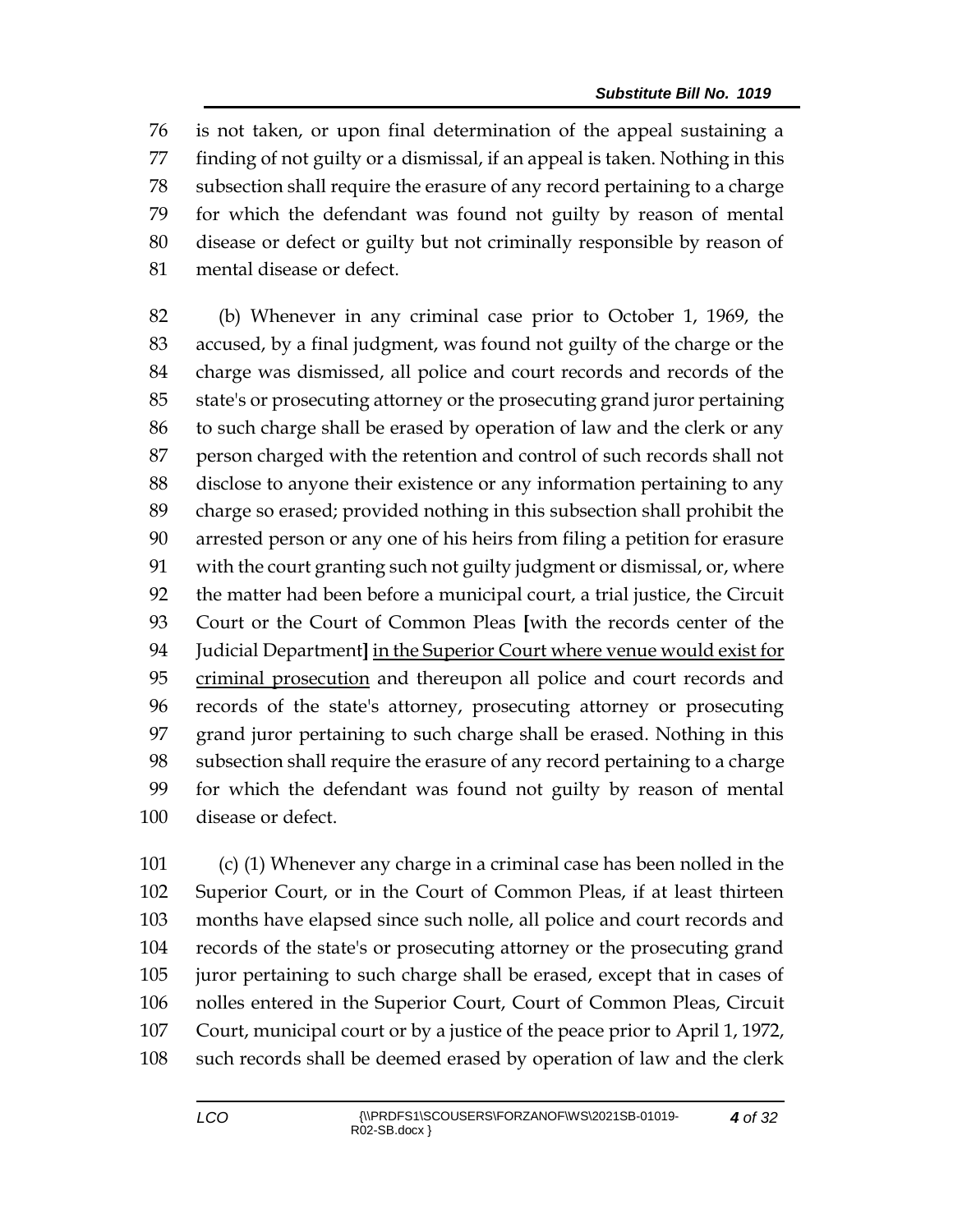is not taken, or upon final determination of the appeal sustaining a finding of not guilty or a dismissal, if an appeal is taken. Nothing in this subsection shall require the erasure of any record pertaining to a charge for which the defendant was found not guilty by reason of mental disease or defect or guilty but not criminally responsible by reason of mental disease or defect.

(b) Whenever in any criminal case prior to October 1, 1969, the accused, by a final judgment, was found not guilty of the charge or the charge was dismissed, all police and court records and records of the state's or prosecuting attorney or the prosecuting grand juror pertaining to such charge shall be erased by operation of law and the clerk or any person charged with the retention and control of such records shall not disclose to anyone their existence or any information pertaining to any charge so erased; provided nothing in this subsection shall prohibit the arrested person or any one of his heirs from filing a petition for erasure with the court granting such not guilty judgment or dismissal, or, where the matter had been before a municipal court, a trial justice, the Circuit Court or the Court of Common Pleas **[**with the records center of the Judicial Department**]** <u>in the Superior Court where venue would exist for criminal prosecution</u> and thereupon all police and court records and records of the state's attorney, prosecuting attorney or prosecuting grand juror pertaining to such charge shall be erased. Nothing in this subsection shall require the erasure of any record pertaining to a charge for which the defendant was found not guilty by reason of mental disease or defect.

(c) (1) Whenever any charge in a criminal case has been nolled in the Superior Court, or in the Court of Common Pleas, if at least thirteen months have elapsed since such nolle, all police and court records and records of the state's or prosecuting attorney or the prosecuting grand juror pertaining to such charge shall be erased, except that in cases of nolles entered in the Superior Court, Court of Common Pleas, Circuit Court, municipal court or by a justice of the peace prior to April 1, 1972, such records shall be deemed erased by operation of law and the clerk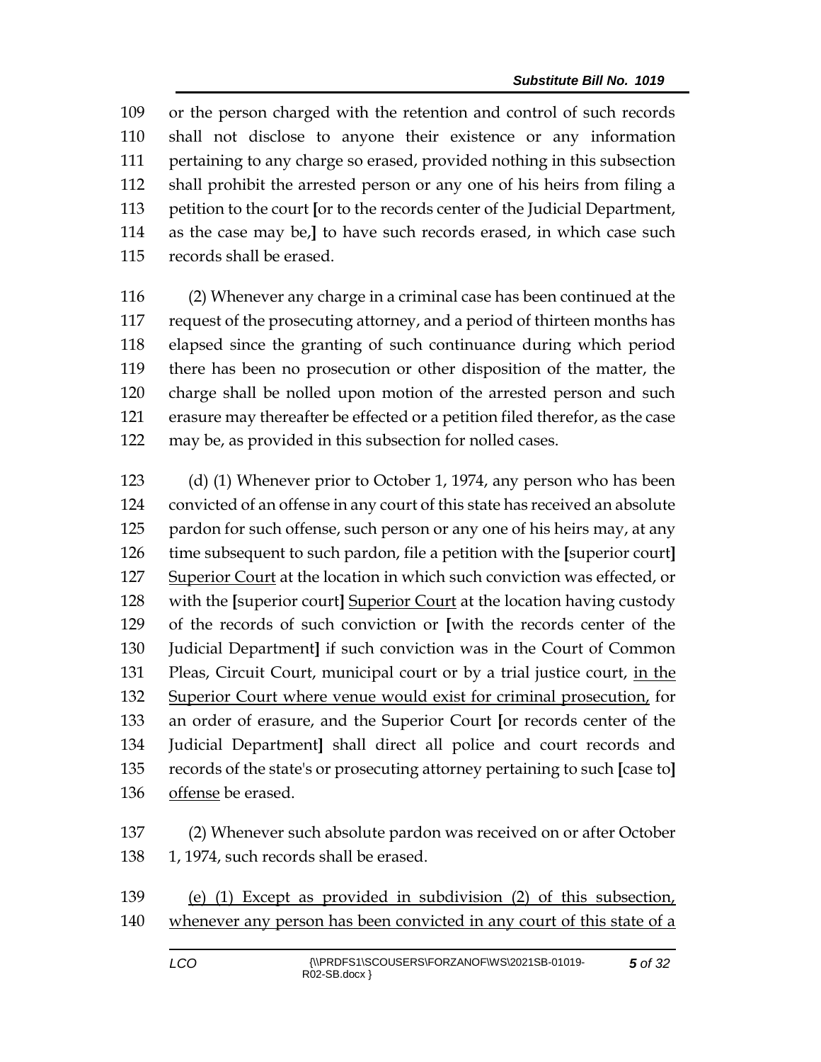109 or the person charged with the retention and control of such records
110 shall not disclose to anyone their existence or any information
111 pertaining to any charge so erased, provided nothing in this subsection
112 shall prohibit the arrested person or any one of his heirs from filing a
113 petition to the court **[**or to the records center of the Judicial Department,
114 as the case may be,**]** to have such records erased, in which case such
115 records shall be erased.

116 (2) Whenever any charge in a criminal case has been continued at the
117 request of the prosecuting attorney, and a period of thirteen months has
118 elapsed since the granting of such continuance during which period
119 there has been no prosecution or other disposition of the matter, the
120 charge shall be nolled upon motion of the arrested person and such
121 erasure may thereafter be effected or a petition filed therefor, as the case
122 may be, as provided in this subsection for nolled cases.

123 (d) (1) Whenever prior to October 1, 1974, any person who has been
124 convicted of an offense in any court of this state has received an absolute
125 pardon for such offense, such person or any one of his heirs may, at any
126 time subsequent to such pardon, file a petition with the **[**superior court**]**
127 <u>Superior Court</u> at the location in which such conviction was effected, or
128 with the **[**superior court**]** <u>Superior Court</u> at the location having custody
129 of the records of such conviction or **[**with the records center of the
130 Judicial Department**]** if such conviction was in the Court of Common
131 Pleas, Circuit Court, municipal court or by a trial justice court, <u>in the</u>
132 <u>Superior Court where venue would exist for criminal prosecution,</u> for
133 an order of erasure, and the Superior Court **[**or records center of the
134 Judicial Department**]** shall direct all police and court records and
135 records of the state's or prosecuting attorney pertaining to such **[**case to**]**
136 <u>offense</u> be erased.

137 (2) Whenever such absolute pardon was received on or after October
138 1, 1974, such records shall be erased.

139 <u>(e) (1) Except as provided in subdivision (2) of this subsection,</u>
140 <u>whenever any person has been convicted in any court of this state of a</u>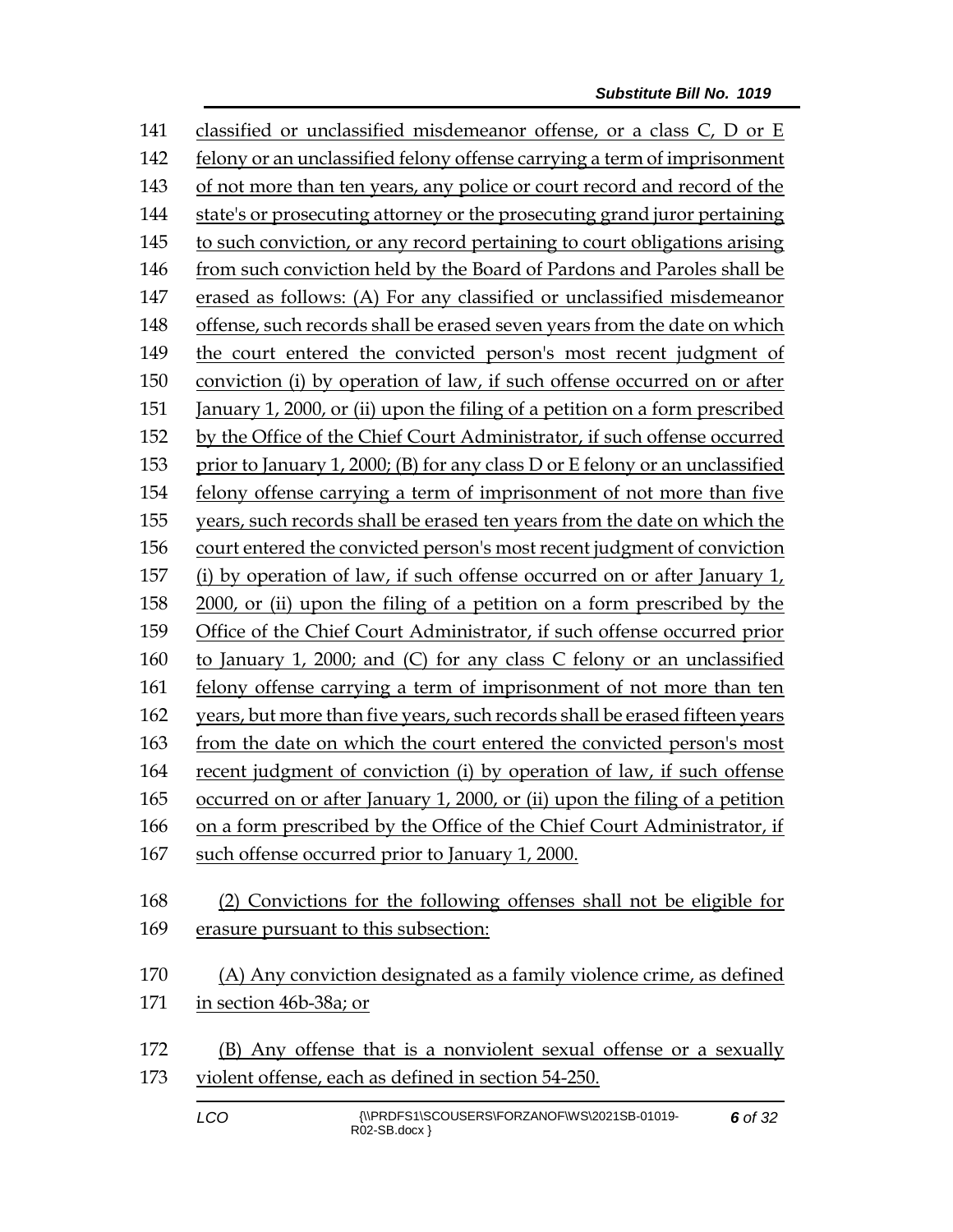classified or unclassified misdemeanor offense, or a class C, D or E felony or an unclassified felony offense carrying a term of imprisonment of not more than ten years, any police or court record and record of the state's or prosecuting attorney or the prosecuting grand juror pertaining to such conviction, or any record pertaining to court obligations arising from such conviction held by the Board of Pardons and Paroles shall be erased as follows: (A) For any classified or unclassified misdemeanor offense, such records shall be erased seven years from the date on which the court entered the convicted person's most recent judgment of conviction (i) by operation of law, if such offense occurred on or after January 1, 2000, or (ii) upon the filing of a petition on a form prescribed by the Office of the Chief Court Administrator, if such offense occurred prior to January 1, 2000; (B) for any class D or E felony or an unclassified felony offense carrying a term of imprisonment of not more than five years, such records shall be erased ten years from the date on which the court entered the convicted person's most recent judgment of conviction (i) by operation of law, if such offense occurred on or after January 1, 2000, or (ii) upon the filing of a petition on a form prescribed by the Office of the Chief Court Administrator, if such offense occurred prior to January 1, 2000; and (C) for any class C felony or an unclassified felony offense carrying a term of imprisonment of not more than ten years, but more than five years, such records shall be erased fifteen years from the date on which the court entered the convicted person's most recent judgment of conviction (i) by operation of law, if such offense occurred on or after January 1, 2000, or (ii) upon the filing of a petition on a form prescribed by the Office of the Chief Court Administrator, if such offense occurred prior to January 1, 2000.

(2) Convictions for the following offenses shall not be eligible for erasure pursuant to this subsection:

(A) Any conviction designated as a family violence crime, as defined in section 46b-38a; or

(B) Any offense that is a nonviolent sexual offense or a sexually violent offense, each as defined in section 54-250.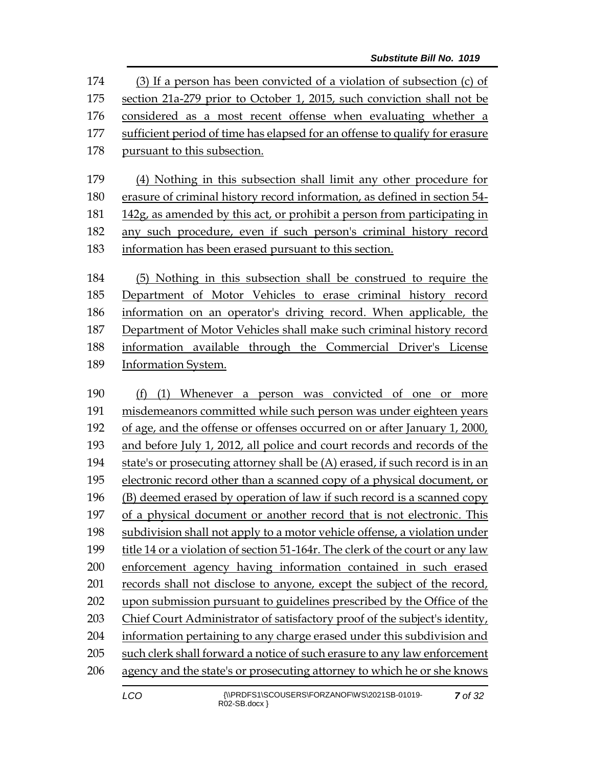(3) If a person has been convicted of a violation of subsection (c) of section 21a-279 prior to October 1, 2015, such conviction shall not be considered as a most recent offense when evaluating whether a sufficient period of time has elapsed for an offense to qualify for erasure pursuant to this subsection.

(4) Nothing in this subsection shall limit any other procedure for erasure of criminal history record information, as defined in section 54-142g, as amended by this act, or prohibit a person from participating in any such procedure, even if such person's criminal history record information has been erased pursuant to this section.

(5) Nothing in this subsection shall be construed to require the Department of Motor Vehicles to erase criminal history record information on an operator's driving record. When applicable, the Department of Motor Vehicles shall make such criminal history record information available through the Commercial Driver's License Information System.

(f) (1) Whenever a person was convicted of one or more misdemeanors committed while such person was under eighteen years of age, and the offense or offenses occurred on or after January 1, 2000, and before July 1, 2012, all police and court records and records of the state's or prosecuting attorney shall be (A) erased, if such record is in an electronic record other than a scanned copy of a physical document, or (B) deemed erased by operation of law if such record is a scanned copy of a physical document or another record that is not electronic. This subdivision shall not apply to a motor vehicle offense, a violation under title 14 or a violation of section 51-164r. The clerk of the court or any law enforcement agency having information contained in such erased records shall not disclose to anyone, except the subject of the record, upon submission pursuant to guidelines prescribed by the Office of the Chief Court Administrator of satisfactory proof of the subject's identity, information pertaining to any charge erased under this subdivision and such clerk shall forward a notice of such erasure to any law enforcement agency and the state's or prosecuting attorney to which he or she knows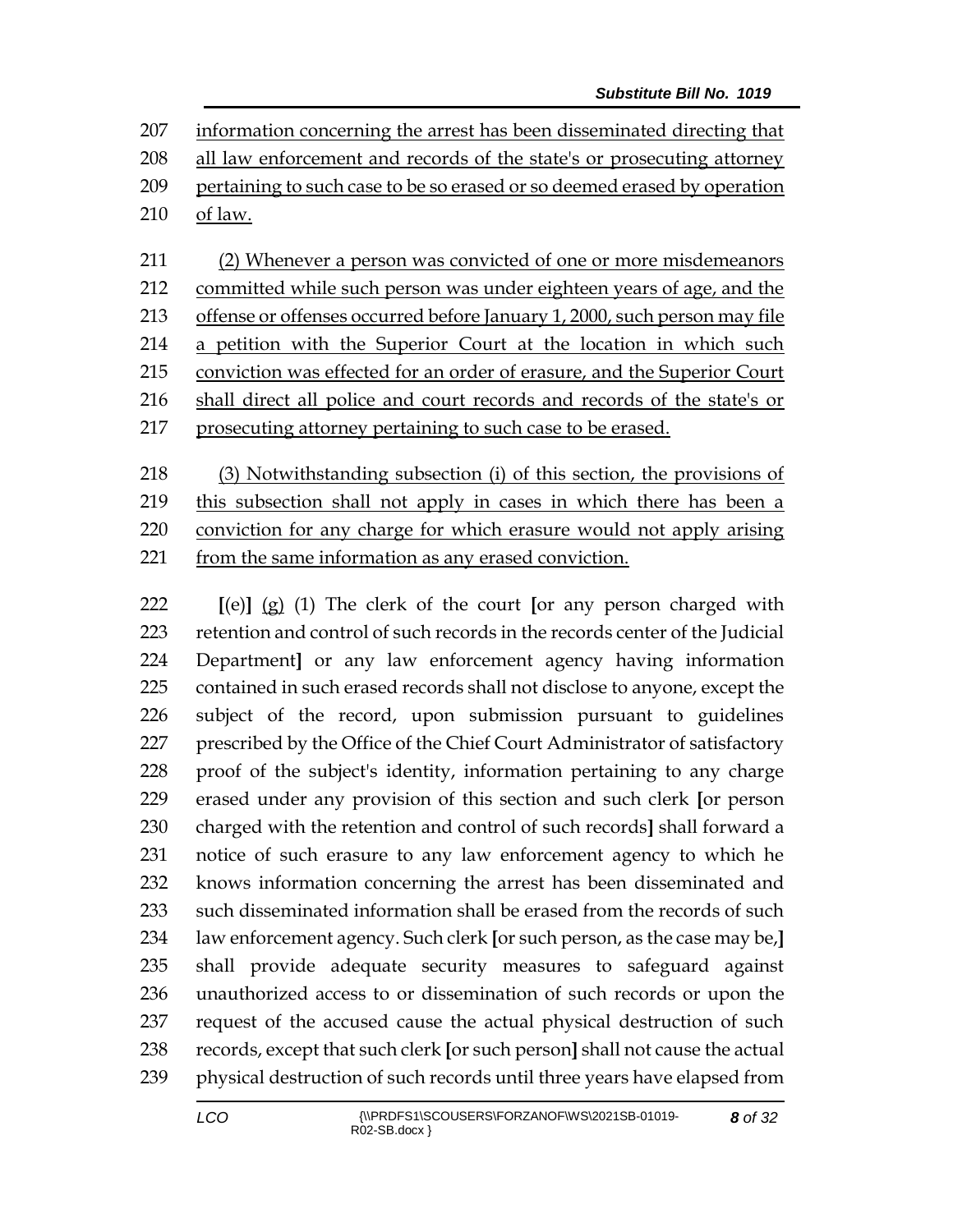information concerning the arrest has been disseminated directing that all law enforcement and records of the state's or prosecuting attorney pertaining to such case to be so erased or so deemed erased by operation of law.

(2) Whenever a person was convicted of one or more misdemeanors committed while such person was under eighteen years of age, and the offense or offenses occurred before January 1, 2000, such person may file a petition with the Superior Court at the location in which such conviction was effected for an order of erasure, and the Superior Court shall direct all police and court records and records of the state's or prosecuting attorney pertaining to such case to be erased.

(3) Notwithstanding subsection (i) of this section, the provisions of this subsection shall not apply in cases in which there has been a conviction for any charge for which erasure would not apply arising from the same information as any erased conviction.

[(e)] (g) (1) The clerk of the court [or any person charged with retention and control of such records in the records center of the Judicial Department] or any law enforcement agency having information contained in such erased records shall not disclose to anyone, except the subject of the record, upon submission pursuant to guidelines prescribed by the Office of the Chief Court Administrator of satisfactory proof of the subject's identity, information pertaining to any charge erased under any provision of this section and such clerk [or person charged with the retention and control of such records] shall forward a notice of such erasure to any law enforcement agency to which he knows information concerning the arrest has been disseminated and such disseminated information shall be erased from the records of such law enforcement agency. Such clerk [or such person, as the case may be,] shall provide adequate security measures to safeguard against unauthorized access to or dissemination of such records or upon the request of the accused cause the actual physical destruction of such records, except that such clerk [or such person] shall not cause the actual physical destruction of such records until three years have elapsed from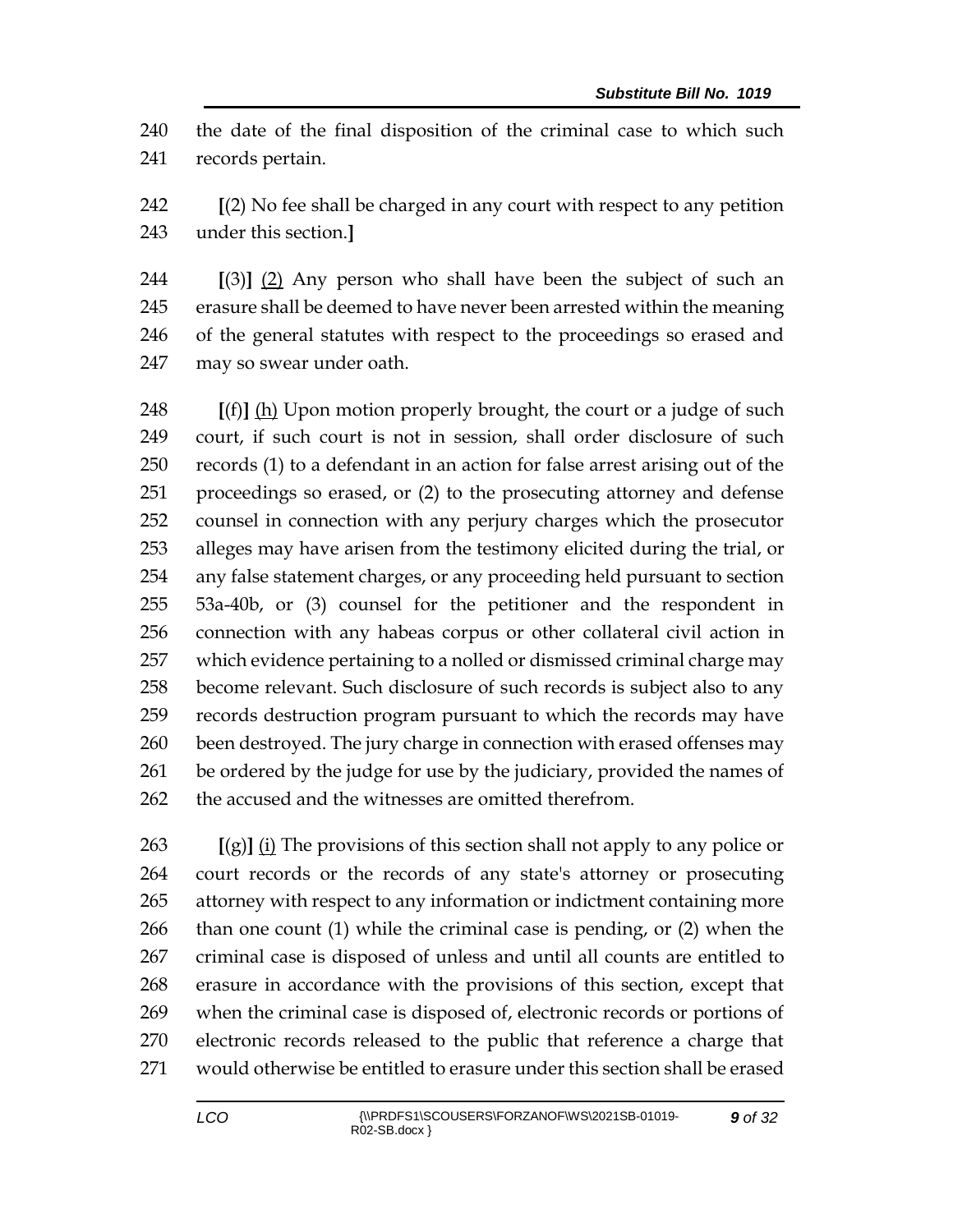the date of the final disposition of the criminal case to which such records pertain.

[(2) No fee shall be charged in any court with respect to any petition under this section.]

[(3)] (2) Any person who shall have been the subject of such an erasure shall be deemed to have never been arrested within the meaning of the general statutes with respect to the proceedings so erased and may so swear under oath.

[(f)] (h) Upon motion properly brought, the court or a judge of such court, if such court is not in session, shall order disclosure of such records (1) to a defendant in an action for false arrest arising out of the proceedings so erased, or (2) to the prosecuting attorney and defense counsel in connection with any perjury charges which the prosecutor alleges may have arisen from the testimony elicited during the trial, or any false statement charges, or any proceeding held pursuant to section 53a-40b, or (3) counsel for the petitioner and the respondent in connection with any habeas corpus or other collateral civil action in which evidence pertaining to a nolled or dismissed criminal charge may become relevant. Such disclosure of such records is subject also to any records destruction program pursuant to which the records may have been destroyed. The jury charge in connection with erased offenses may be ordered by the judge for use by the judiciary, provided the names of the accused and the witnesses are omitted therefrom.

[(g)] (i) The provisions of this section shall not apply to any police or court records or the records of any state's attorney or prosecuting attorney with respect to any information or indictment containing more than one count (1) while the criminal case is pending, or (2) when the criminal case is disposed of unless and until all counts are entitled to erasure in accordance with the provisions of this section, except that when the criminal case is disposed of, electronic records or portions of electronic records released to the public that reference a charge that would otherwise be entitled to erasure under this section shall be erased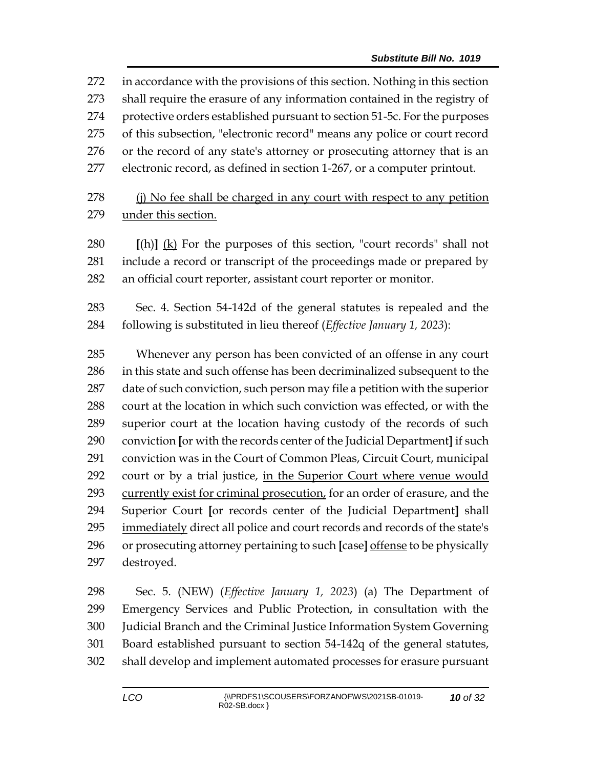in accordance with the provisions of this section. Nothing in this section shall require the erasure of any information contained in the registry of protective orders established pursuant to section 51-5c. For the purposes of this subsection, "electronic record" means any police or court record or the record of any state's attorney or prosecuting attorney that is an electronic record, as defined in section 1-267, or a computer printout.

(j) No fee shall be charged in any court with respect to any petition under this section.

[(h)] (k) For the purposes of this section, "court records" shall not include a record or transcript of the proceedings made or prepared by an official court reporter, assistant court reporter or monitor.

Sec. 4. Section 54-142d of the general statutes is repealed and the following is substituted in lieu thereof (*Effective January 1, 2023*):

Whenever any person has been convicted of an offense in any court in this state and such offense has been decriminalized subsequent to the date of such conviction, such person may file a petition with the superior court at the location in which such conviction was effected, or with the superior court at the location having custody of the records of such conviction [or with the records center of the Judicial Department] if such conviction was in the Court of Common Pleas, Circuit Court, municipal court or by a trial justice, in the Superior Court where venue would currently exist for criminal prosecution, for an order of erasure, and the Superior Court [or records center of the Judicial Department] shall immediately direct all police and court records and records of the state's or prosecuting attorney pertaining to such [case] offense to be physically destroyed.

Sec. 5. (NEW) (*Effective January 1, 2023*) (a) The Department of Emergency Services and Public Protection, in consultation with the Judicial Branch and the Criminal Justice Information System Governing Board established pursuant to section 54-142q of the general statutes, shall develop and implement automated processes for erasure pursuant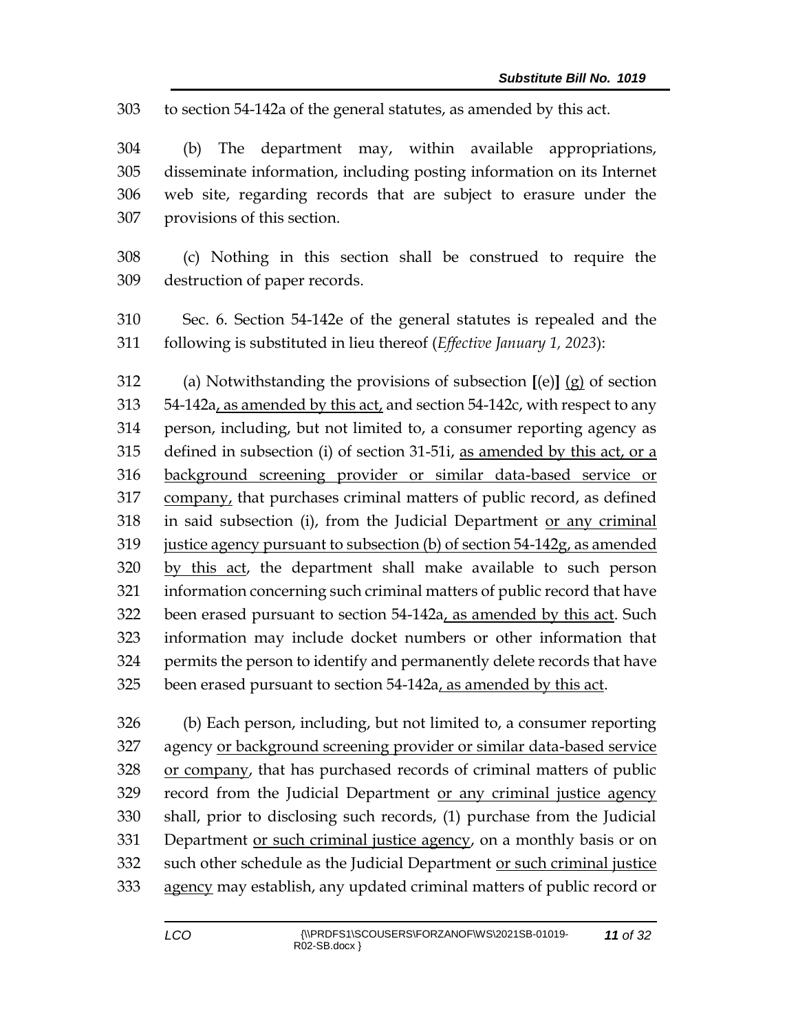to section 54-142a of the general statutes, as amended by this act.

(b) The department may, within available appropriations, disseminate information, including posting information on its Internet web site, regarding records that are subject to erasure under the provisions of this section.

(c) Nothing in this section shall be construed to require the destruction of paper records.

Sec. 6. Section 54-142e of the general statutes is repealed and the following is substituted in lieu thereof (*Effective January 1, 2023*):

(a) Notwithstanding the provisions of subsection [(e)] <u>(g)</u> of section 54-142a<u>, as amended by this act,</u> and section 54-142c, with respect to any person, including, but not limited to, a consumer reporting agency as defined in subsection (i) of section 31-51i, <u>as amended by this act, or a background screening provider or similar data-based service or company,</u> that purchases criminal matters of public record, as defined in said subsection (i), from the Judicial Department <u>or any criminal justice agency pursuant to subsection (b) of section 54-142g, as amended by this act</u>, the department shall make available to such person information concerning such criminal matters of public record that have been erased pursuant to section 54-142a<u>, as amended by this act</u>. Such information may include docket numbers or other information that permits the person to identify and permanently delete records that have been erased pursuant to section 54-142a<u>, as amended by this act</u>.

(b) Each person, including, but not limited to, a consumer reporting agency <u>or background screening provider or similar data-based service or company</u>, that has purchased records of criminal matters of public record from the Judicial Department <u>or any criminal justice agency</u> shall, prior to disclosing such records, (1) purchase from the Judicial Department <u>or such criminal justice agency</u>, on a monthly basis or on such other schedule as the Judicial Department <u>or such criminal justice agency</u> may establish, any updated criminal matters of public record or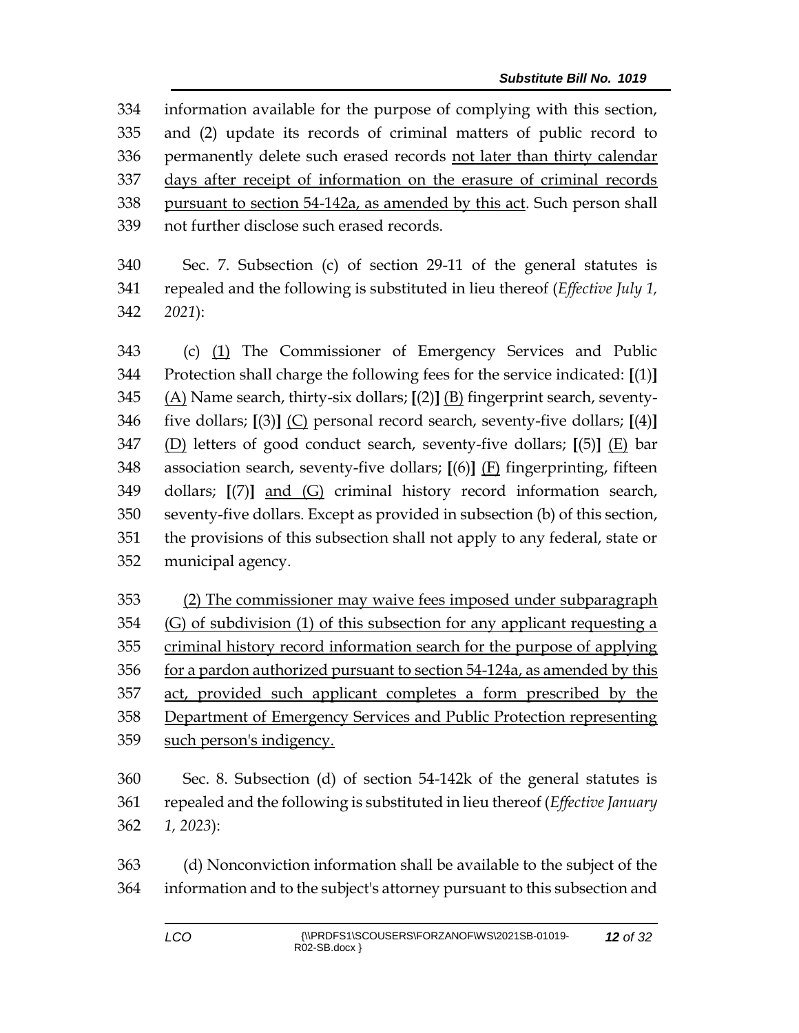information available for the purpose of complying with this section, and (2) update its records of criminal matters of public record to permanently delete such erased records <u>not later than thirty calendar days after receipt of information on the erasure of criminal records pursuant to section 54-142a, as amended by this act</u>. Such person shall not further disclose such erased records.

Sec. 7. Subsection (c) of section 29-11 of the general statutes is repealed and the following is substituted in lieu thereof (*Effective July 1, 2021*):

(c) <u>(1)</u> The Commissioner of Emergency Services and Public Protection shall charge the following fees for the service indicated: **[**(1)**]** <u>(A)</u> Name search, thirty-six dollars; **[**(2)**]** <u>(B)</u> fingerprint search, seventy-five dollars; **[**(3)**]** <u>(C)</u> personal record search, seventy-five dollars; **[**(4)**]** <u>(D)</u> letters of good conduct search, seventy-five dollars; **[**(5)**]** <u>(E)</u> bar association search, seventy-five dollars; **[**(6)**]** <u>(F)</u> fingerprinting, fifteen dollars; **[**(7)**]** <u>and (G)</u> criminal history record information search, seventy-five dollars. Except as provided in subsection (b) of this section, the provisions of this subsection shall not apply to any federal, state or municipal agency.

<u>(2) The commissioner may waive fees imposed under subparagraph (G) of subdivision (1) of this subsection for any applicant requesting a criminal history record information search for the purpose of applying for a pardon authorized pursuant to section 54-124a, as amended by this act, provided such applicant completes a form prescribed by the Department of Emergency Services and Public Protection representing such person's indigency.</u>

Sec. 8. Subsection (d) of section 54-142k of the general statutes is repealed and the following is substituted in lieu thereof (*Effective January 1, 2023*):

(d) Nonconviction information shall be available to the subject of the information and to the subject's attorney pursuant to this subsection and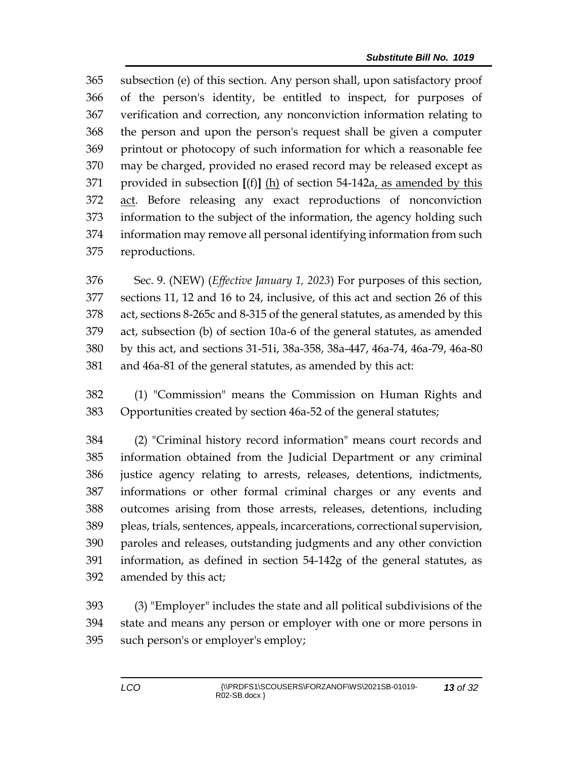subsection (e) of this section. Any person shall, upon satisfactory proof of the person's identity, be entitled to inspect, for purposes of verification and correction, any nonconviction information relating to the person and upon the person's request shall be given a computer printout or photocopy of such information for which a reasonable fee may be charged, provided no erased record may be released except as provided in subsection **[**(f)**]** <u>(h)</u> of section 54-142a<u>, as amended by this act</u>. Before releasing any exact reproductions of nonconviction information to the subject of the information, the agency holding such information may remove all personal identifying information from such reproductions.

Sec. 9. (NEW) (*Effective January 1, 2023*) For purposes of this section, sections 11, 12 and 16 to 24, inclusive, of this act and section 26 of this act, sections 8-265c and 8-315 of the general statutes, as amended by this act, subsection (b) of section 10a-6 of the general statutes, as amended by this act, and sections 31-51i, 38a-358, 38a-447, 46a-74, 46a-79, 46a-80 and 46a-81 of the general statutes, as amended by this act:

(1) "Commission" means the Commission on Human Rights and Opportunities created by section 46a-52 of the general statutes;

(2) "Criminal history record information" means court records and information obtained from the Judicial Department or any criminal justice agency relating to arrests, releases, detentions, indictments, informations or other formal criminal charges or any events and outcomes arising from those arrests, releases, detentions, including pleas, trials, sentences, appeals, incarcerations, correctional supervision, paroles and releases, outstanding judgments and any other conviction information, as defined in section 54-142g of the general statutes, as amended by this act;

(3) "Employer" includes the state and all political subdivisions of the state and means any person or employer with one or more persons in such person's or employer's employ;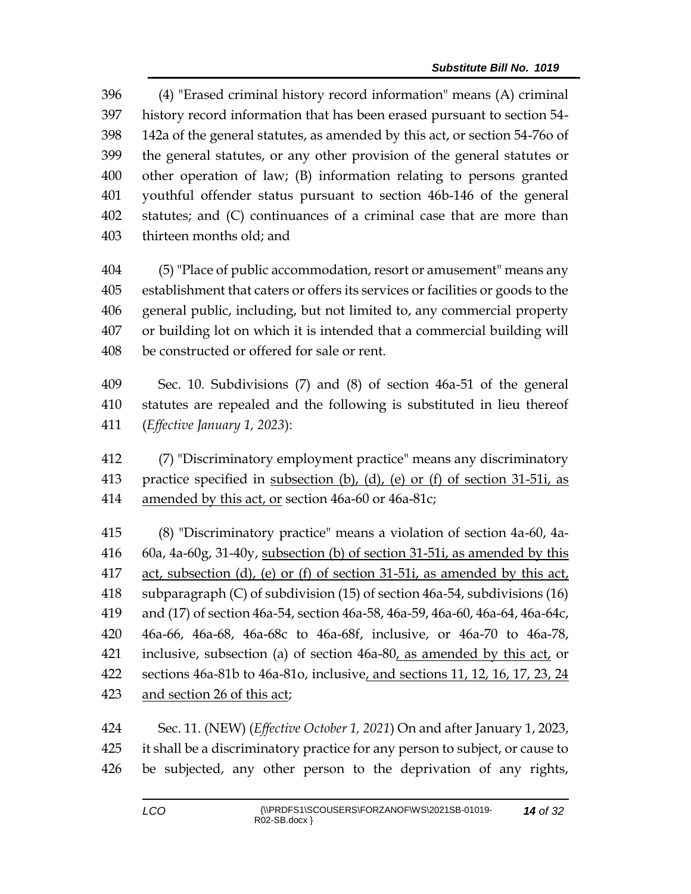(4) "Erased criminal history record information" means (A) criminal history record information that has been erased pursuant to section 54-142a of the general statutes, as amended by this act, or section 54-76o of the general statutes, or any other provision of the general statutes or other operation of law; (B) information relating to persons granted youthful offender status pursuant to section 46b-146 of the general statutes; and (C) continuances of a criminal case that are more than thirteen months old; and

(5) "Place of public accommodation, resort or amusement" means any establishment that caters or offers its services or facilities or goods to the general public, including, but not limited to, any commercial property or building lot on which it is intended that a commercial building will be constructed or offered for sale or rent.

Sec. 10. Subdivisions (7) and (8) of section 46a-51 of the general statutes are repealed and the following is substituted in lieu thereof (*Effective January 1, 2023*):

(7) "Discriminatory employment practice" means any discriminatory practice specified in subsection (b), (d), (e) or (f) of section 31-51i, as amended by this act, or section 46a-60 or 46a-81c;

(8) "Discriminatory practice" means a violation of section 4a-60, 4a-60a, 4a-60g, 31-40y, subsection (b) of section 31-51i, as amended by this act, subsection (d), (e) or (f) of section 31-51i, as amended by this act, subparagraph (C) of subdivision (15) of section 46a-54, subdivisions (16) and (17) of section 46a-54, section 46a-58, 46a-59, 46a-60, 46a-64, 46a-64c, 46a-66, 46a-68, 46a-68c to 46a-68f, inclusive, or 46a-70 to 46a-78, inclusive, subsection (a) of section 46a-80, as amended by this act, or sections 46a-81b to 46a-81o, inclusive, and sections 11, 12, 16, 17, 23, 24 and section 26 of this act;

Sec. 11. (NEW) (*Effective October 1, 2021*) On and after January 1, 2023, it shall be a discriminatory practice for any person to subject, or cause to be subjected, any other person to the deprivation of any rights,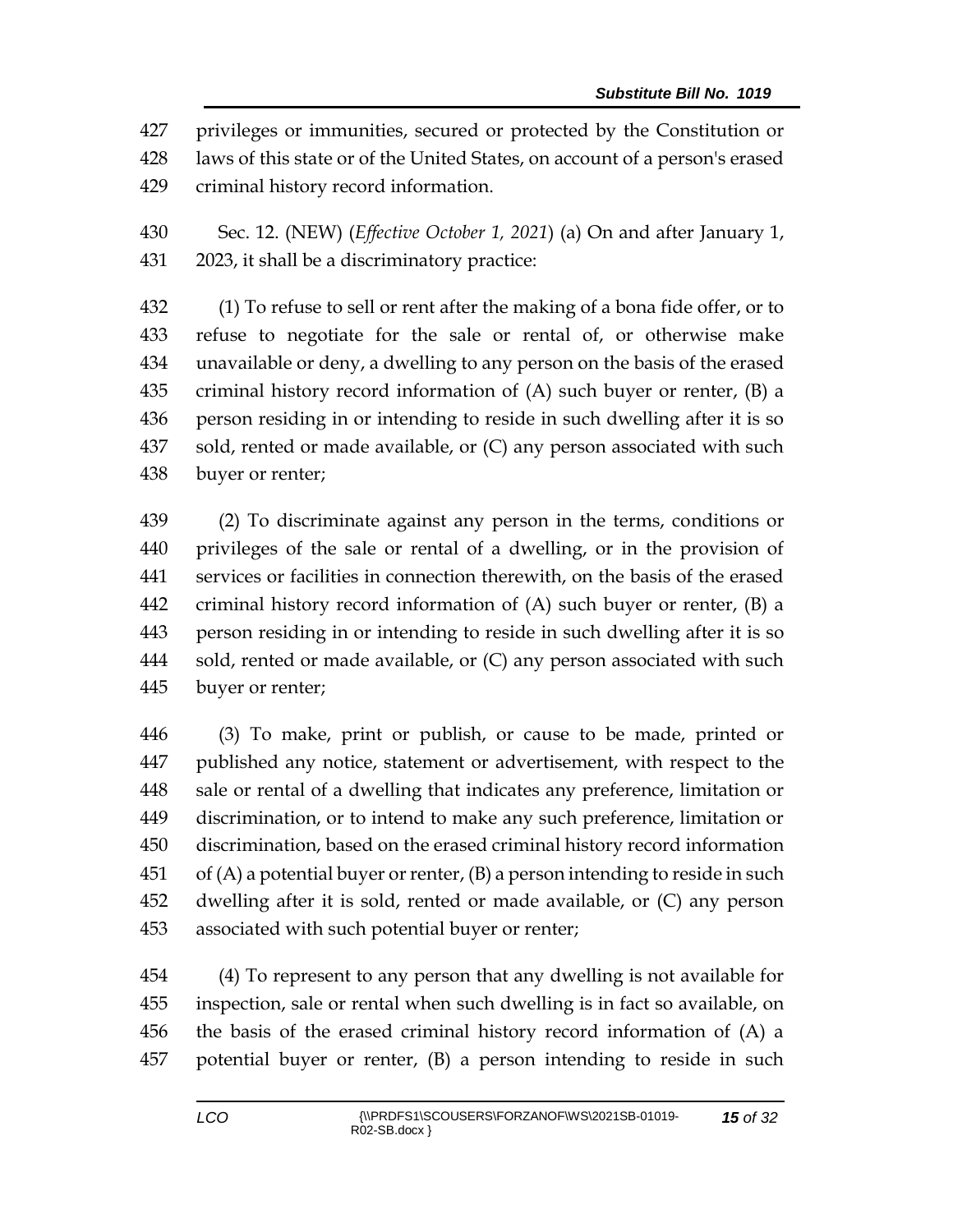privileges or immunities, secured or protected by the Constitution or laws of this state or of the United States, on account of a person's erased criminal history record information.

Sec. 12. (NEW) (*Effective October 1, 2021*) (a) On and after January 1, 2023, it shall be a discriminatory practice:

(1) To refuse to sell or rent after the making of a bona fide offer, or to refuse to negotiate for the sale or rental of, or otherwise make unavailable or deny, a dwelling to any person on the basis of the erased criminal history record information of (A) such buyer or renter, (B) a person residing in or intending to reside in such dwelling after it is so sold, rented or made available, or (C) any person associated with such buyer or renter;

(2) To discriminate against any person in the terms, conditions or privileges of the sale or rental of a dwelling, or in the provision of services or facilities in connection therewith, on the basis of the erased criminal history record information of (A) such buyer or renter, (B) a person residing in or intending to reside in such dwelling after it is so sold, rented or made available, or (C) any person associated with such buyer or renter;

(3) To make, print or publish, or cause to be made, printed or published any notice, statement or advertisement, with respect to the sale or rental of a dwelling that indicates any preference, limitation or discrimination, or to intend to make any such preference, limitation or discrimination, based on the erased criminal history record information of (A) a potential buyer or renter, (B) a person intending to reside in such dwelling after it is sold, rented or made available, or (C) any person associated with such potential buyer or renter;

(4) To represent to any person that any dwelling is not available for inspection, sale or rental when such dwelling is in fact so available, on the basis of the erased criminal history record information of (A) a potential buyer or renter, (B) a person intending to reside in such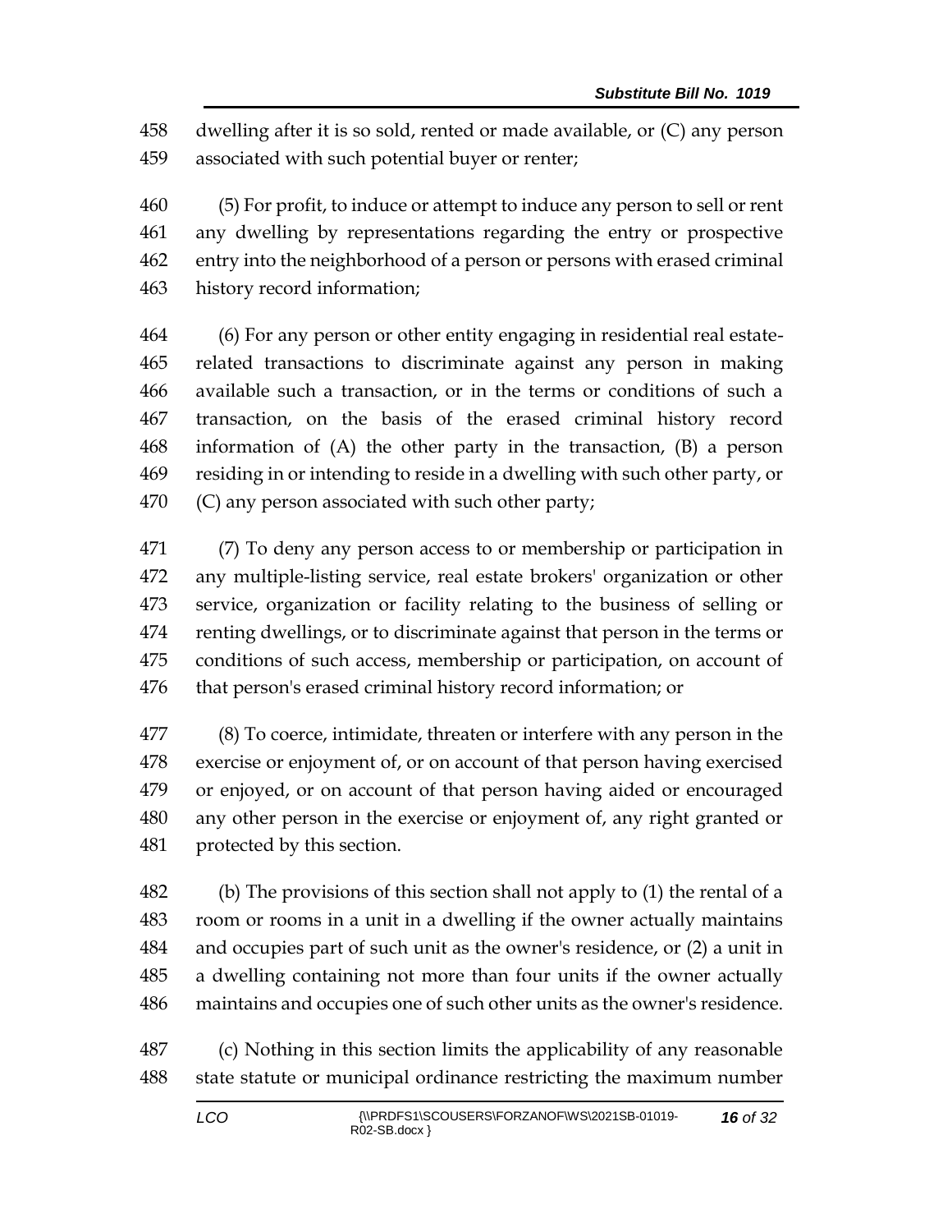dwelling after it is so sold, rented or made available, or (C) any person associated with such potential buyer or renter;

(5) For profit, to induce or attempt to induce any person to sell or rent any dwelling by representations regarding the entry or prospective entry into the neighborhood of a person or persons with erased criminal history record information;

(6) For any person or other entity engaging in residential real estate-related transactions to discriminate against any person in making available such a transaction, or in the terms or conditions of such a transaction, on the basis of the erased criminal history record information of (A) the other party in the transaction, (B) a person residing in or intending to reside in a dwelling with such other party, or (C) any person associated with such other party;

(7) To deny any person access to or membership or participation in any multiple-listing service, real estate brokers' organization or other service, organization or facility relating to the business of selling or renting dwellings, or to discriminate against that person in the terms or conditions of such access, membership or participation, on account of that person's erased criminal history record information; or

(8) To coerce, intimidate, threaten or interfere with any person in the exercise or enjoyment of, or on account of that person having exercised or enjoyed, or on account of that person having aided or encouraged any other person in the exercise or enjoyment of, any right granted or protected by this section.

(b) The provisions of this section shall not apply to (1) the rental of a room or rooms in a unit in a dwelling if the owner actually maintains and occupies part of such unit as the owner's residence, or (2) a unit in a dwelling containing not more than four units if the owner actually maintains and occupies one of such other units as the owner's residence.

(c) Nothing in this section limits the applicability of any reasonable state statute or municipal ordinance restricting the maximum number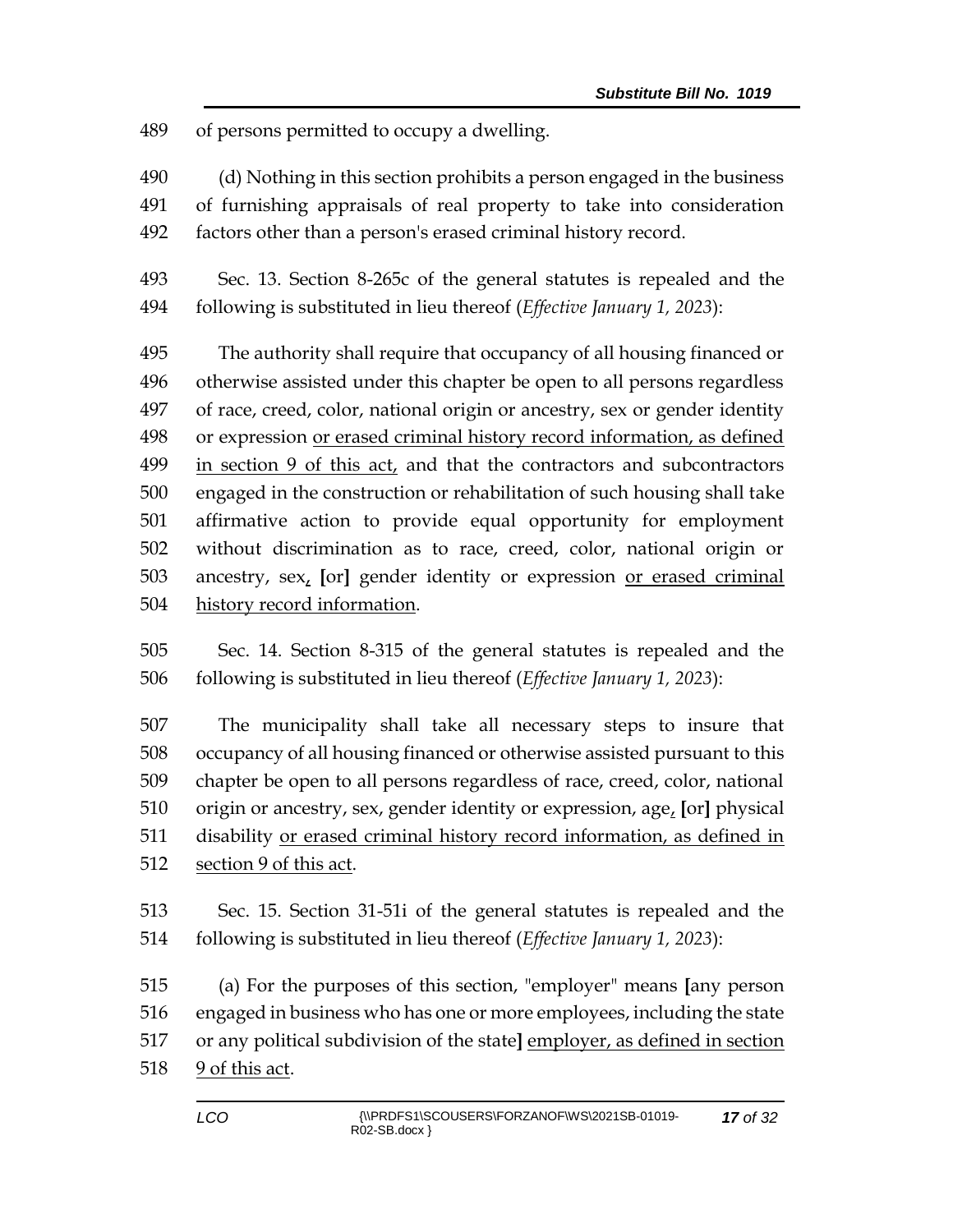489 of persons permitted to occupy a dwelling.

490 (d) Nothing in this section prohibits a person engaged in the business
491 of furnishing appraisals of real property to take into consideration
492 factors other than a person's erased criminal history record.

493 Sec. 13. Section 8-265c of the general statutes is repealed and the
494 following is substituted in lieu thereof (*Effective January 1, 2023*):

495 The authority shall require that occupancy of all housing financed or
496 otherwise assisted under this chapter be open to all persons regardless
497 of race, creed, color, national origin or ancestry, sex or gender identity
498 or expression <u>or erased criminal history record information, as defined</u>
499 <u>in section 9 of this act,</u> and that the contractors and subcontractors
500 engaged in the construction or rehabilitation of such housing shall take
501 affirmative action to provide equal opportunity for employment
502 without discrimination as to race, creed, color, national origin or
503 ancestry, sex<u>,</u> **[**or**]** gender identity or expression <u>or erased criminal</u>
504 <u>history record information</u>.

505 Sec. 14. Section 8-315 of the general statutes is repealed and the
506 following is substituted in lieu thereof (*Effective January 1, 2023*):

507 The municipality shall take all necessary steps to insure that
508 occupancy of all housing financed or otherwise assisted pursuant to this
509 chapter be open to all persons regardless of race, creed, color, national
510 origin or ancestry, sex, gender identity or expression, age<u>,</u> **[**or**]** physical
511 disability <u>or erased criminal history record information, as defined in</u>
512 <u>section 9 of this act</u>.

513 Sec. 15. Section 31-51i of the general statutes is repealed and the
514 following is substituted in lieu thereof (*Effective January 1, 2023*):

515 (a) For the purposes of this section, "employer" means **[**any person
516 engaged in business who has one or more employees, including the state
517 or any political subdivision of the state**]** <u>employer, as defined in section</u>
518 <u>9 of this act</u>.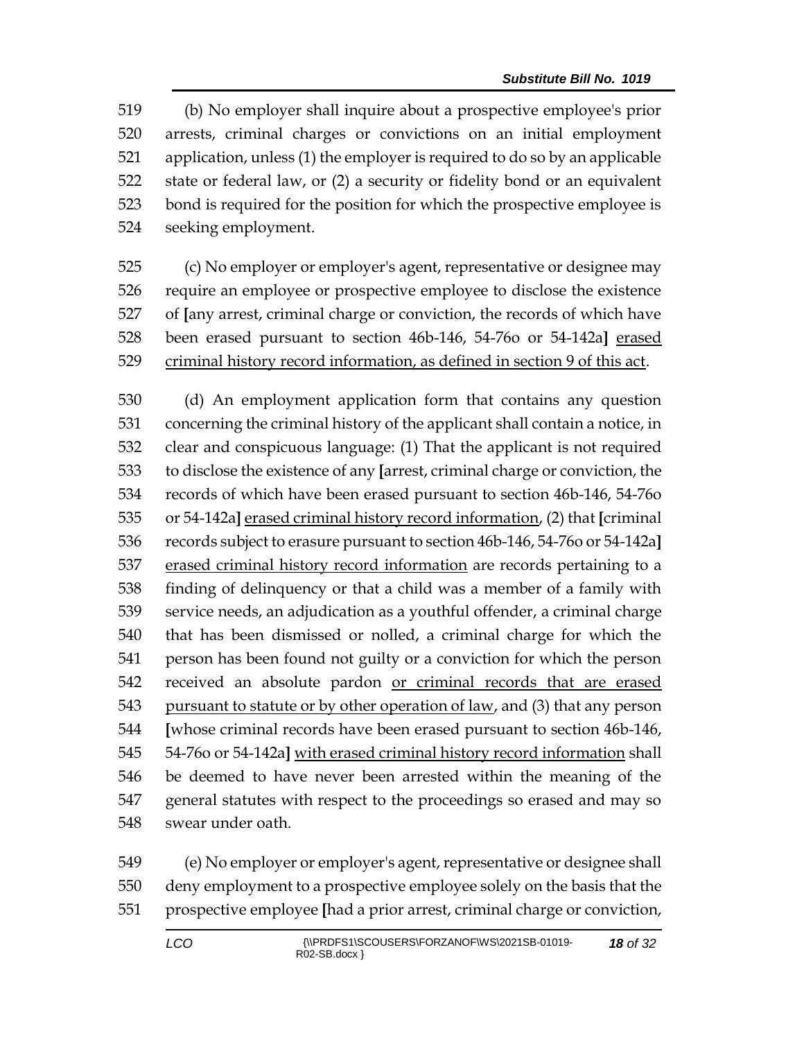519 (b) No employer shall inquire about a prospective employee's prior
520 arrests, criminal charges or convictions on an initial employment
521 application, unless (1) the employer is required to do so by an applicable
522 state or federal law, or (2) a security or fidelity bond or an equivalent
523 bond is required for the position for which the prospective employee is
524 seeking employment.

525 (c) No employer or employer's agent, representative or designee may
526 require an employee or prospective employee to disclose the existence
527 of [any arrest, criminal charge or conviction, the records of which have
528 been erased pursuant to section 46b-146, 54-76o or 54-142a] <u>erased</u>
529 <u>criminal history record information, as defined in section 9 of this act</u>.

530 (d) An employment application form that contains any question
531 concerning the criminal history of the applicant shall contain a notice, in
532 clear and conspicuous language: (1) That the applicant is not required
533 to disclose the existence of any [arrest, criminal charge or conviction, the
534 records of which have been erased pursuant to section 46b-146, 54-76o
535 or 54-142a] <u>erased criminal history record information</u>, (2) that [criminal
536 records subject to erasure pursuant to section 46b-146, 54-76o or 54-142a]
537 <u>erased criminal history record information</u> are records pertaining to a
538 finding of delinquency or that a child was a member of a family with
539 service needs, an adjudication as a youthful offender, a criminal charge
540 that has been dismissed or nolled, a criminal charge for which the
541 person has been found not guilty or a conviction for which the person
542 received an absolute pardon <u>or criminal records that are erased</u>
543 <u>pursuant to statute or by other operation of law</u>, and (3) that any person
544 [whose criminal records have been erased pursuant to section 46b-146,
545 54-76o or 54-142a] <u>with erased criminal history record information</u> shall
546 be deemed to have never been arrested within the meaning of the
547 general statutes with respect to the proceedings so erased and may so
548 swear under oath.

549 (e) No employer or employer's agent, representative or designee shall
550 deny employment to a prospective employee solely on the basis that the
551 prospective employee [had a prior arrest, criminal charge or conviction,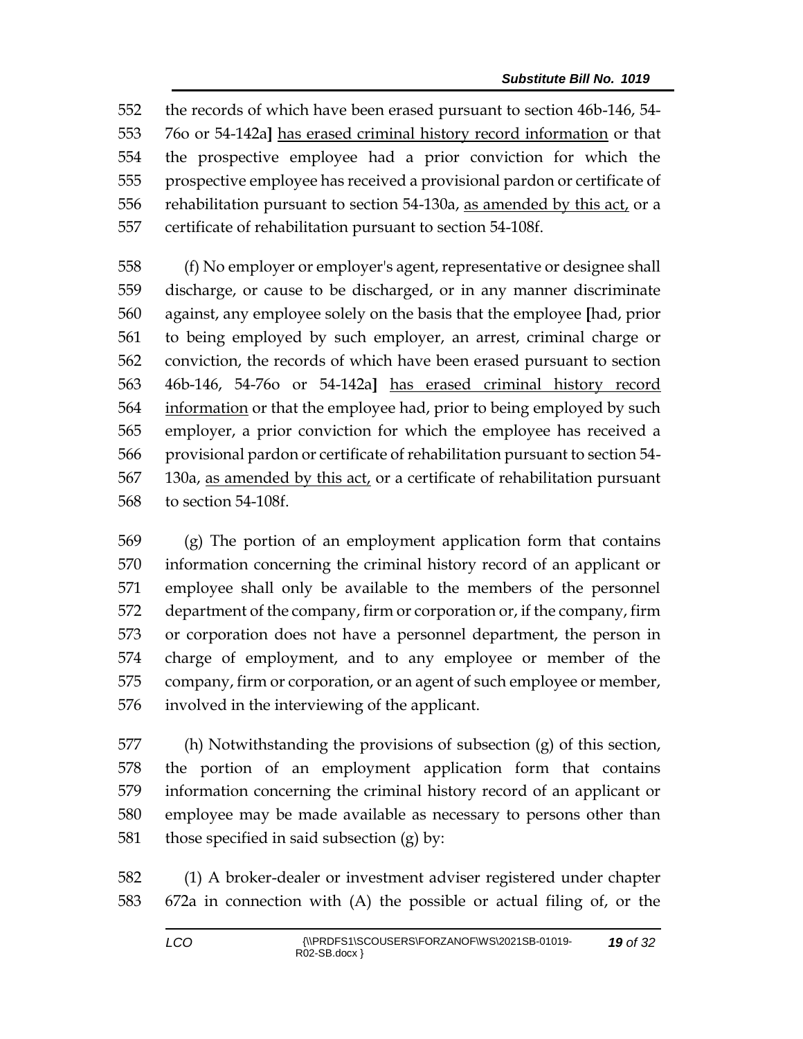the records of which have been erased pursuant to section 46b-146, 54-76o or 54-142a] has erased criminal history record information or that the prospective employee had a prior conviction for which the prospective employee has received a provisional pardon or certificate of rehabilitation pursuant to section 54-130a, as amended by this act, or a certificate of rehabilitation pursuant to section 54-108f.

(f) No employer or employer's agent, representative or designee shall discharge, or cause to be discharged, or in any manner discriminate against, any employee solely on the basis that the employee [had, prior to being employed by such employer, an arrest, criminal charge or conviction, the records of which have been erased pursuant to section 46b-146, 54-76o or 54-142a] has erased criminal history record information or that the employee had, prior to being employed by such employer, a prior conviction for which the employee has received a provisional pardon or certificate of rehabilitation pursuant to section 54-130a, as amended by this act, or a certificate of rehabilitation pursuant to section 54-108f.

(g) The portion of an employment application form that contains information concerning the criminal history record of an applicant or employee shall only be available to the members of the personnel department of the company, firm or corporation or, if the company, firm or corporation does not have a personnel department, the person in charge of employment, and to any employee or member of the company, firm or corporation, or an agent of such employee or member, involved in the interviewing of the applicant.

(h) Notwithstanding the provisions of subsection (g) of this section, the portion of an employment application form that contains information concerning the criminal history record of an applicant or employee may be made available as necessary to persons other than those specified in said subsection (g) by:

(1) A broker-dealer or investment adviser registered under chapter 672a in connection with (A) the possible or actual filing of, or the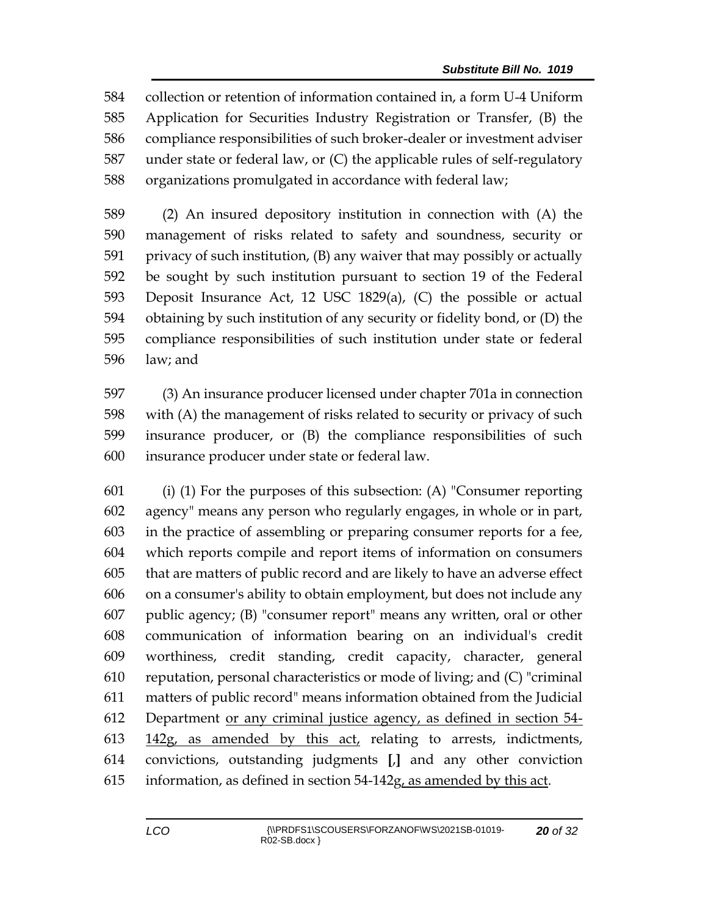584 collection or retention of information contained in, a form U-4 Uniform
585 Application for Securities Industry Registration or Transfer, (B) the
586 compliance responsibilities of such broker-dealer or investment adviser
587 under state or federal law, or (C) the applicable rules of self-regulatory
588 organizations promulgated in accordance with federal law;

589 (2) An insured depository institution in connection with (A) the
590 management of risks related to safety and soundness, security or
591 privacy of such institution, (B) any waiver that may possibly or actually
592 be sought by such institution pursuant to section 19 of the Federal
593 Deposit Insurance Act, 12 USC 1829(a), (C) the possible or actual
594 obtaining by such institution of any security or fidelity bond, or (D) the
595 compliance responsibilities of such institution under state or federal
596 law; and

597 (3) An insurance producer licensed under chapter 701a in connection
598 with (A) the management of risks related to security or privacy of such
599 insurance producer, or (B) the compliance responsibilities of such
600 insurance producer under state or federal law.

601 (i) (1) For the purposes of this subsection: (A) "Consumer reporting
602 agency" means any person who regularly engages, in whole or in part,
603 in the practice of assembling or preparing consumer reports for a fee,
604 which reports compile and report items of information on consumers
605 that are matters of public record and are likely to have an adverse effect
606 on a consumer's ability to obtain employment, but does not include any
607 public agency; (B) "consumer report" means any written, oral or other
608 communication of information bearing on an individual's credit
609 worthiness, credit standing, credit capacity, character, general
610 reputation, personal characteristics or mode of living; and (C) "criminal
611 matters of public record" means information obtained from the Judicial
612 Department <u>or any criminal justice agency, as defined in section 54-</u>
613 <u>142g, as amended by this act,</u> relating to arrests, indictments,
614 convictions, outstanding judgments **[**,**]** and any other conviction
615 information, as defined in section 54-142g<u>, as amended by this act</u>.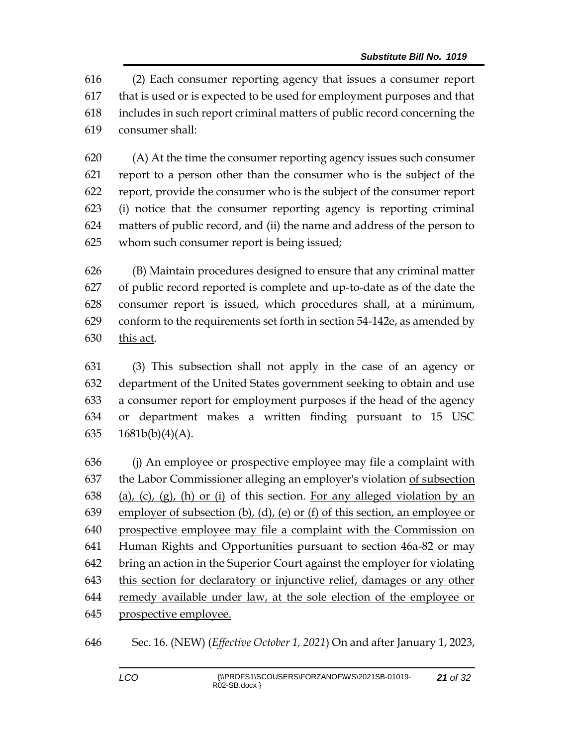616 (2) Each consumer reporting agency that issues a consumer report
617 that is used or is expected to be used for employment purposes and that
618 includes in such report criminal matters of public record concerning the
619 consumer shall:

620 (A) At the time the consumer reporting agency issues such consumer
621 report to a person other than the consumer who is the subject of the
622 report, provide the consumer who is the subject of the consumer report
623 (i) notice that the consumer reporting agency is reporting criminal
624 matters of public record, and (ii) the name and address of the person to
625 whom such consumer report is being issued;

626 (B) Maintain procedures designed to ensure that any criminal matter
627 of public record reported is complete and up-to-date as of the date the
628 consumer report is issued, which procedures shall, at a minimum,
629 conform to the requirements set forth in section 54-142e<u>, as amended by</u>
630 <u>this act</u>.

631 (3) This subsection shall not apply in the case of an agency or
632 department of the United States government seeking to obtain and use
633 a consumer report for employment purposes if the head of the agency
634 or department makes a written finding pursuant to 15 USC
635 1681b(b)(4)(A).

636 (j) An employee or prospective employee may file a complaint with
637 the Labor Commissioner alleging an employer's violation <u>of subsection</u>
638 <u>(a), (c), (g), (h) or (i)</u> of this section. <u>For any alleged violation by an</u>
639 <u>employer of subsection (b), (d), (e) or (f) of this section, an employee or</u>
640 <u>prospective employee may file a complaint with the Commission on</u>
641 <u>Human Rights and Opportunities pursuant to section 46a-82 or may</u>
642 <u>bring an action in the Superior Court against the employer for violating</u>
643 <u>this section for declaratory or injunctive relief, damages or any other</u>
644 <u>remedy available under law, at the sole election of the employee or</u>
645 <u>prospective employee.</u>

646 Sec. 16. (NEW) (*Effective October 1, 2021*) On and after January 1, 2023,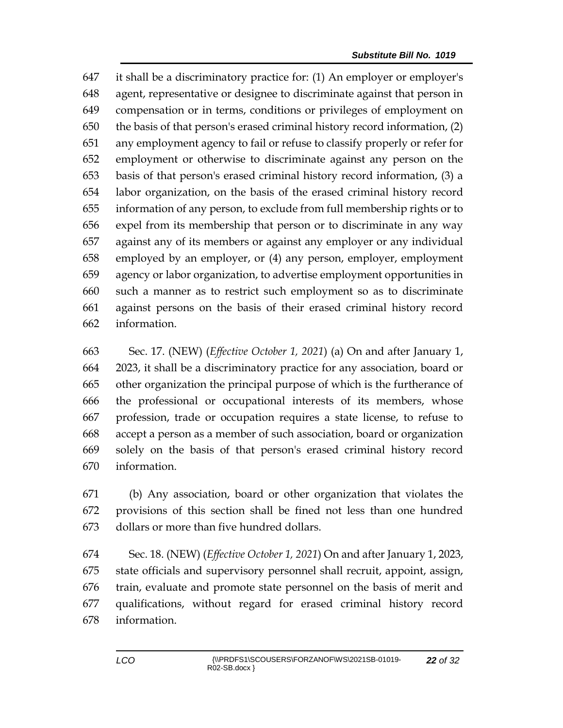it shall be a discriminatory practice for: (1) An employer or employer's agent, representative or designee to discriminate against that person in compensation or in terms, conditions or privileges of employment on the basis of that person's erased criminal history record information, (2) any employment agency to fail or refuse to classify properly or refer for employment or otherwise to discriminate against any person on the basis of that person's erased criminal history record information, (3) a labor organization, on the basis of the erased criminal history record information of any person, to exclude from full membership rights or to expel from its membership that person or to discriminate in any way against any of its members or against any employer or any individual employed by an employer, or (4) any person, employer, employment agency or labor organization, to advertise employment opportunities in such a manner as to restrict such employment so as to discriminate against persons on the basis of their erased criminal history record information.

Sec. 17. (NEW) (*Effective October 1, 2021*) (a) On and after January 1, 2023, it shall be a discriminatory practice for any association, board or other organization the principal purpose of which is the furtherance of the professional or occupational interests of its members, whose profession, trade or occupation requires a state license, to refuse to accept a person as a member of such association, board or organization solely on the basis of that person's erased criminal history record information.

(b) Any association, board or other organization that violates the provisions of this section shall be fined not less than one hundred dollars or more than five hundred dollars.

Sec. 18. (NEW) (*Effective October 1, 2021*) On and after January 1, 2023, state officials and supervisory personnel shall recruit, appoint, assign, train, evaluate and promote state personnel on the basis of merit and qualifications, without regard for erased criminal history record information.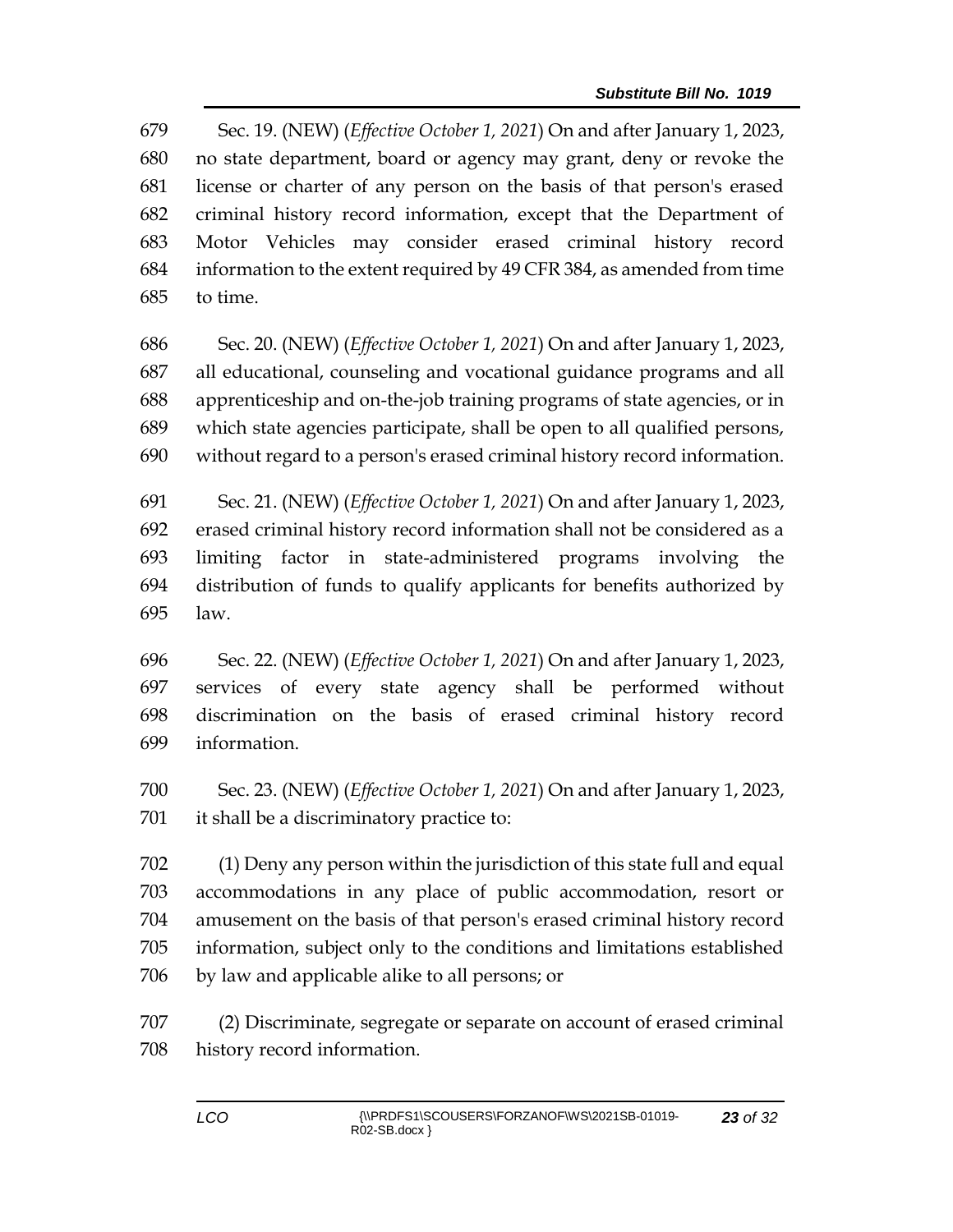Sec. 19. (NEW) (*Effective October 1, 2021*) On and after January 1, 2023, no state department, board or agency may grant, deny or revoke the license or charter of any person on the basis of that person's erased criminal history record information, except that the Department of Motor Vehicles may consider erased criminal history record information to the extent required by 49 CFR 384, as amended from time to time.

Sec. 20. (NEW) (*Effective October 1, 2021*) On and after January 1, 2023, all educational, counseling and vocational guidance programs and all apprenticeship and on-the-job training programs of state agencies, or in which state agencies participate, shall be open to all qualified persons, without regard to a person's erased criminal history record information.

Sec. 21. (NEW) (*Effective October 1, 2021*) On and after January 1, 2023, erased criminal history record information shall not be considered as a limiting factor in state-administered programs involving the distribution of funds to qualify applicants for benefits authorized by law.

Sec. 22. (NEW) (*Effective October 1, 2021*) On and after January 1, 2023, services of every state agency shall be performed without discrimination on the basis of erased criminal history record information.

Sec. 23. (NEW) (*Effective October 1, 2021*) On and after January 1, 2023, it shall be a discriminatory practice to:

(1) Deny any person within the jurisdiction of this state full and equal accommodations in any place of public accommodation, resort or amusement on the basis of that person's erased criminal history record information, subject only to the conditions and limitations established by law and applicable alike to all persons; or

(2) Discriminate, segregate or separate on account of erased criminal history record information.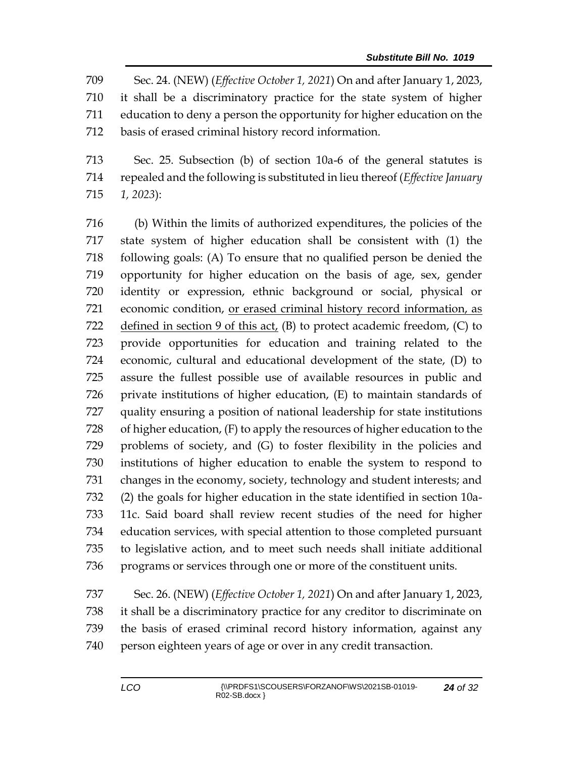709 Sec. 24. (NEW) (*Effective October 1, 2021*) On and after January 1, 2023, 710 it shall be a discriminatory practice for the state system of higher 711 education to deny a person the opportunity for higher education on the 712 basis of erased criminal history record information.

713 Sec. 25. Subsection (b) of section 10a-6 of the general statutes is 714 repealed and the following is substituted in lieu thereof (*Effective January* 715 *1, 2023*):

716 (b) Within the limits of authorized expenditures, the policies of the 717 state system of higher education shall be consistent with (1) the 718 following goals: (A) To ensure that no qualified person be denied the 719 opportunity for higher education on the basis of age, sex, gender 720 identity or expression, ethnic background or social, physical or 721 economic condition, <u>or erased criminal history record information, as</u> 722 <u>defined in section 9 of this act,</u> (B) to protect academic freedom, (C) to 723 provide opportunities for education and training related to the 724 economic, cultural and educational development of the state, (D) to 725 assure the fullest possible use of available resources in public and 726 private institutions of higher education, (E) to maintain standards of 727 quality ensuring a position of national leadership for state institutions 728 of higher education, (F) to apply the resources of higher education to the 729 problems of society, and (G) to foster flexibility in the policies and 730 institutions of higher education to enable the system to respond to 731 changes in the economy, society, technology and student interests; and 732 (2) the goals for higher education in the state identified in section 10a-733 11c. Said board shall review recent studies of the need for higher 734 education services, with special attention to those completed pursuant 735 to legislative action, and to meet such needs shall initiate additional 736 programs or services through one or more of the constituent units.

737 Sec. 26. (NEW) (*Effective October 1, 2021*) On and after January 1, 2023, 738 it shall be a discriminatory practice for any creditor to discriminate on 739 the basis of erased criminal record history information, against any 740 person eighteen years of age or over in any credit transaction.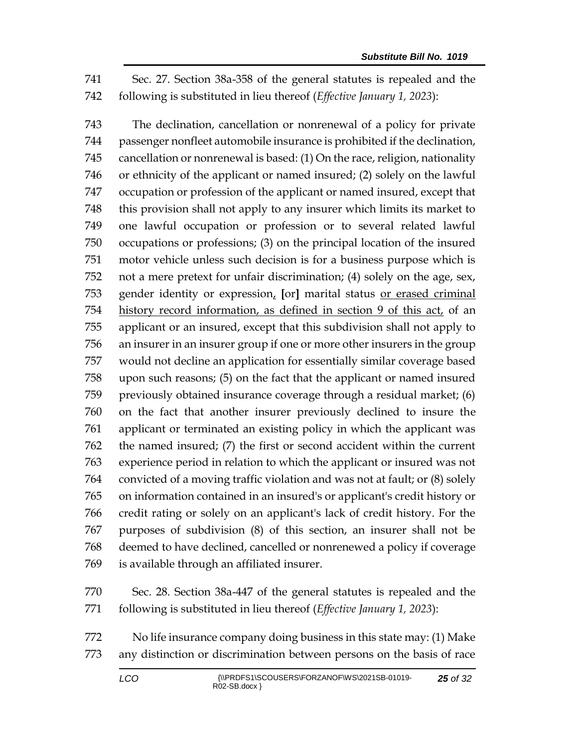Sec. 27. Section 38a-358 of the general statutes is repealed and the following is substituted in lieu thereof (*Effective January 1, 2023*):

The declination, cancellation or nonrenewal of a policy for private passenger nonfleet automobile insurance is prohibited if the declination, cancellation or nonrenewal is based: (1) On the race, religion, nationality or ethnicity of the applicant or named insured; (2) solely on the lawful occupation or profession of the applicant or named insured, except that this provision shall not apply to any insurer which limits its market to one lawful occupation or profession or to several related lawful occupations or professions; (3) on the principal location of the insured motor vehicle unless such decision is for a business purpose which is not a mere pretext for unfair discrimination; (4) solely on the age, sex, gender identity or expression, [or] marital status or erased criminal history record information, as defined in section 9 of this act, of an applicant or an insured, except that this subdivision shall not apply to an insurer in an insurer group if one or more other insurers in the group would not decline an application for essentially similar coverage based upon such reasons; (5) on the fact that the applicant or named insured previously obtained insurance coverage through a residual market; (6) on the fact that another insurer previously declined to insure the applicant or terminated an existing policy in which the applicant was the named insured; (7) the first or second accident within the current experience period in relation to which the applicant or insured was not convicted of a moving traffic violation and was not at fault; or (8) solely on information contained in an insured's or applicant's credit history or credit rating or solely on an applicant's lack of credit history. For the purposes of subdivision (8) of this section, an insurer shall not be deemed to have declined, cancelled or nonrenewed a policy if coverage is available through an affiliated insurer.

Sec. 28. Section 38a-447 of the general statutes is repealed and the following is substituted in lieu thereof (*Effective January 1, 2023*):

No life insurance company doing business in this state may: (1) Make any distinction or discrimination between persons on the basis of race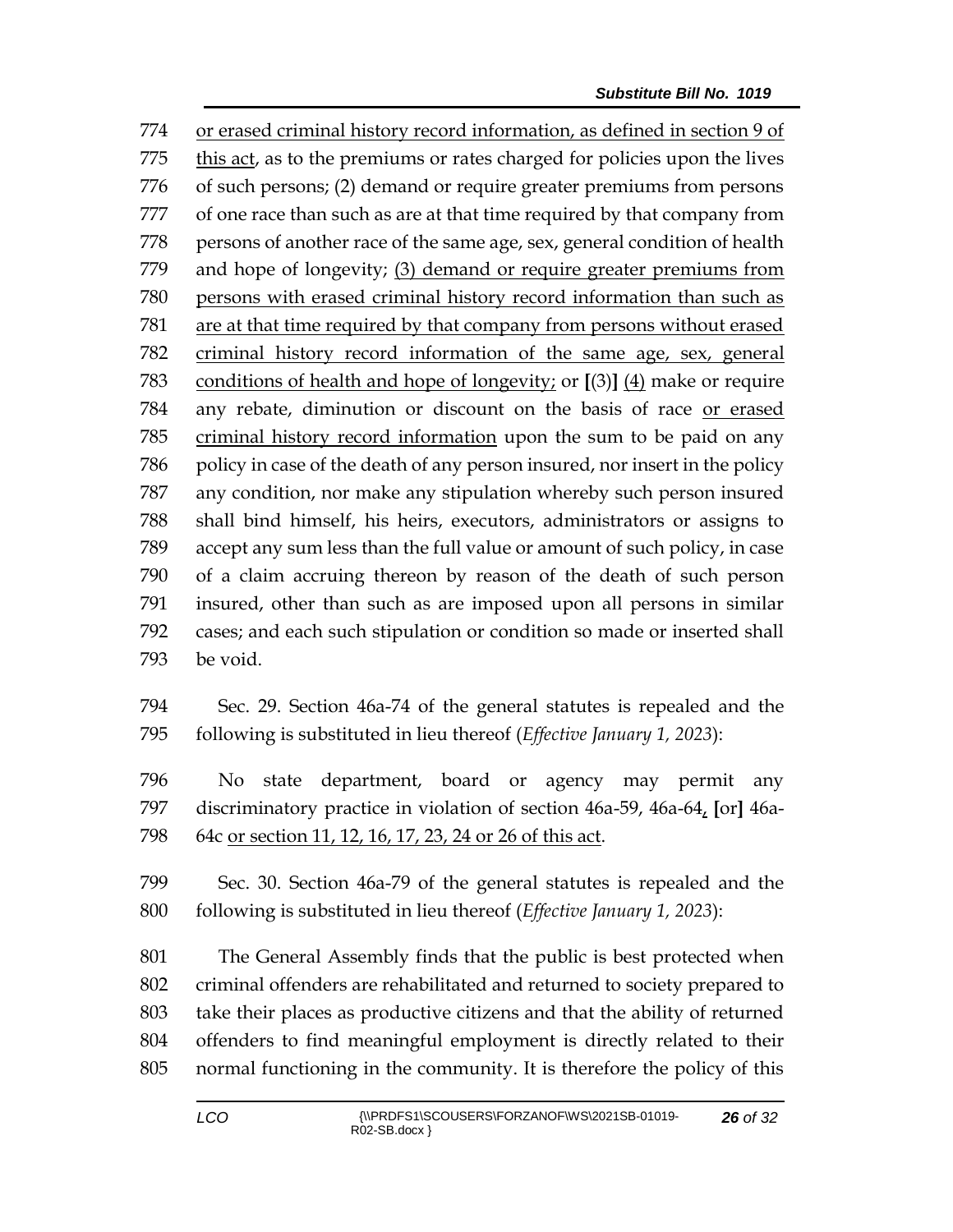774 or erased criminal history record information, as defined in section 9 of
775 this act, as to the premiums or rates charged for policies upon the lives
776 of such persons; (2) demand or require greater premiums from persons
777 of one race than such as are at that time required by that company from
778 persons of another race of the same age, sex, general condition of health
779 and hope of longevity; (3) demand or require greater premiums from
780 persons with erased criminal history record information than such as
781 are at that time required by that company from persons without erased
782 criminal history record information of the same age, sex, general
783 conditions of health and hope of longevity; or **[**(3)**]** (4) make or require
784 any rebate, diminution or discount on the basis of race or erased
785 criminal history record information upon the sum to be paid on any
786 policy in case of the death of any person insured, nor insert in the policy
787 any condition, nor make any stipulation whereby such person insured
788 shall bind himself, his heirs, executors, administrators or assigns to
789 accept any sum less than the full value or amount of such policy, in case
790 of a claim accruing thereon by reason of the death of such person
791 insured, other than such as are imposed upon all persons in similar
792 cases; and each such stipulation or condition so made or inserted shall
793 be void.

794 Sec. 29. Section 46a-74 of the general statutes is repealed and the
795 following is substituted in lieu thereof (*Effective January 1, 2023*):

796 No state department, board or agency may permit any
797 discriminatory practice in violation of section 46a-59, 46a-64, **[**or**]** 46a-
798 64c or section 11, 12, 16, 17, 23, 24 or 26 of this act.

799 Sec. 30. Section 46a-79 of the general statutes is repealed and the
800 following is substituted in lieu thereof (*Effective January 1, 2023*):

801 The General Assembly finds that the public is best protected when
802 criminal offenders are rehabilitated and returned to society prepared to
803 take their places as productive citizens and that the ability of returned
804 offenders to find meaningful employment is directly related to their
805 normal functioning in the community. It is therefore the policy of this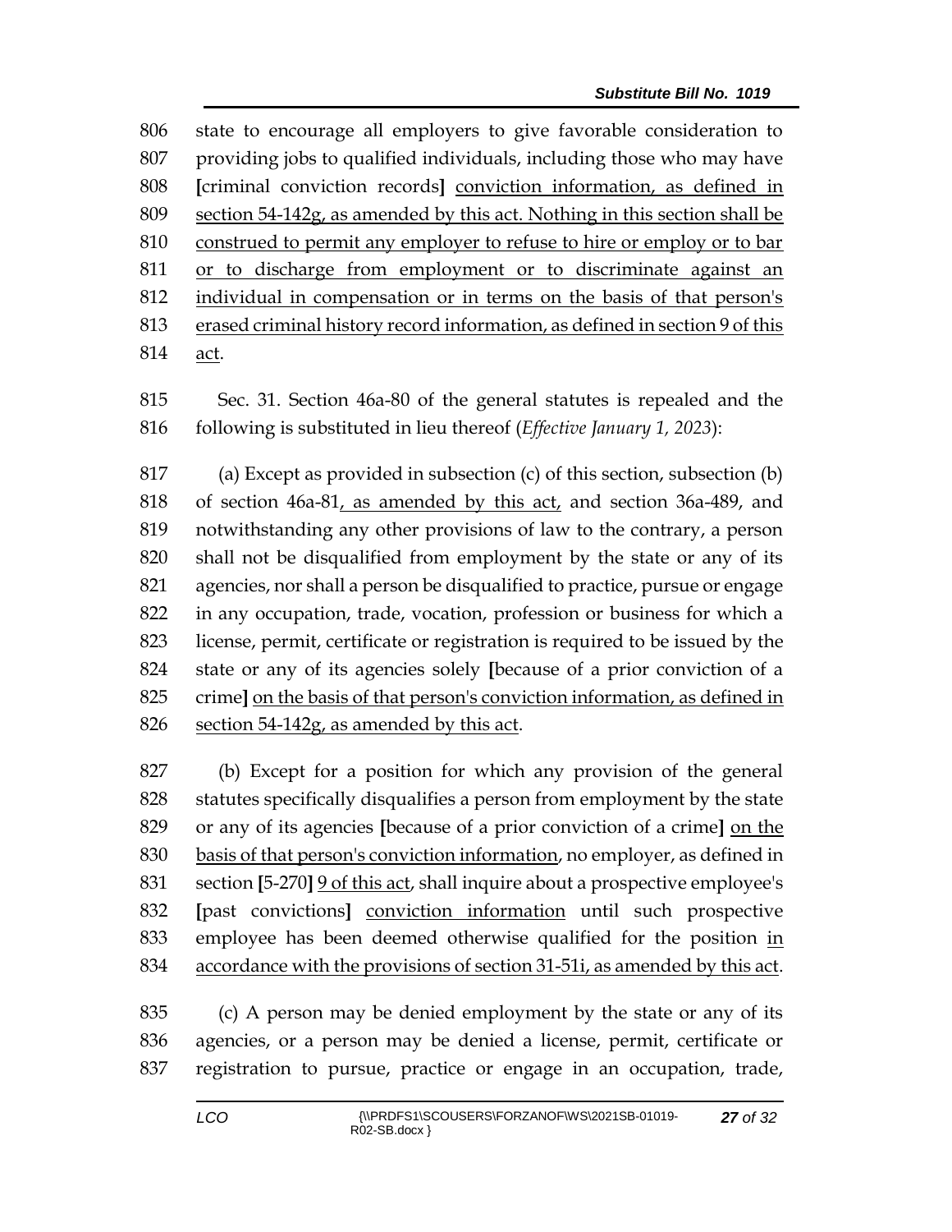806 state to encourage all employers to give favorable consideration to
807 providing jobs to qualified individuals, including those who may have
808 [criminal conviction records] <u>conviction information, as defined in</u>
809 <u>section 54-142g, as amended by this act. Nothing in this section shall be</u>
810 <u>construed to permit any employer to refuse to hire or employ or to bar</u>
811 <u>or to discharge from employment or to discriminate against an</u>
812 <u>individual in compensation or in terms on the basis of that person's</u>
813 <u>erased criminal history record information, as defined in section 9 of this</u>
814 <u>act</u>.

815 Sec. 31. Section 46a-80 of the general statutes is repealed and the
816 following is substituted in lieu thereof (*Effective January 1, 2023*):

817 (a) Except as provided in subsection (c) of this section, subsection (b)
818 of section 46a-81<u>, as amended by this act,</u> and section 36a-489, and
819 notwithstanding any other provisions of law to the contrary, a person
820 shall not be disqualified from employment by the state or any of its
821 agencies, nor shall a person be disqualified to practice, pursue or engage
822 in any occupation, trade, vocation, profession or business for which a
823 license, permit, certificate or registration is required to be issued by the
824 state or any of its agencies solely [because of a prior conviction of a
825 crime] <u>on the basis of that person's conviction information, as defined in</u>
826 <u>section 54-142g, as amended by this act</u>.

827 (b) Except for a position for which any provision of the general
828 statutes specifically disqualifies a person from employment by the state
829 or any of its agencies [because of a prior conviction of a crime] <u>on the</u>
830 <u>basis of that person's conviction information</u>, no employer, as defined in
831 section [5-270] <u>9 of this act</u>, shall inquire about a prospective employee's
832 [past convictions] <u>conviction information</u> until such prospective
833 employee has been deemed otherwise qualified for the position <u>in</u>
834 <u>accordance with the provisions of section 31-51i, as amended by this act</u>.

835 (c) A person may be denied employment by the state or any of its
836 agencies, or a person may be denied a license, permit, certificate or
837 registration to pursue, practice or engage in an occupation, trade,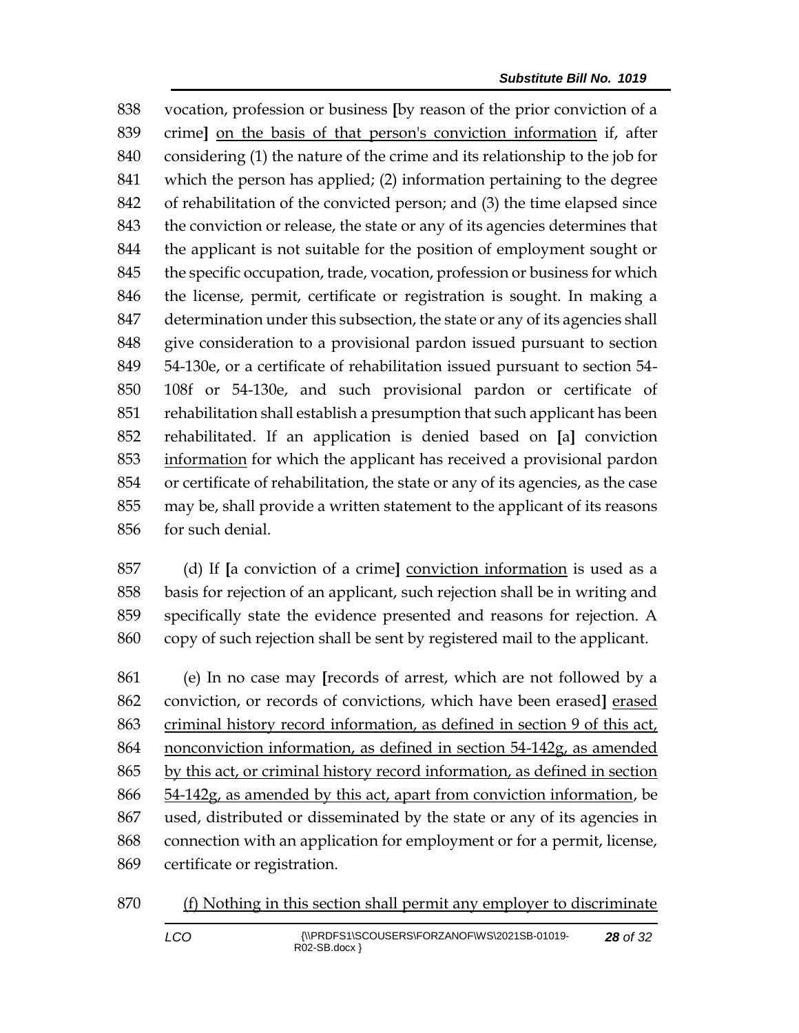838 vocation, profession or business [by reason of the prior conviction of a
839 crime] <u>on the basis of that person's conviction information</u> if, after
840 considering (1) the nature of the crime and its relationship to the job for
841 which the person has applied; (2) information pertaining to the degree
842 of rehabilitation of the convicted person; and (3) the time elapsed since
843 the conviction or release, the state or any of its agencies determines that
844 the applicant is not suitable for the position of employment sought or
845 the specific occupation, trade, vocation, profession or business for which
846 the license, permit, certificate or registration is sought. In making a
847 determination under this subsection, the state or any of its agencies shall
848 give consideration to a provisional pardon issued pursuant to section
849 54-130e, or a certificate of rehabilitation issued pursuant to section 54-
850 108f or 54-130e, and such provisional pardon or certificate of
851 rehabilitation shall establish a presumption that such applicant has been
852 rehabilitated. If an application is denied based on [a] conviction
853 <u>information</u> for which the applicant has received a provisional pardon
854 or certificate of rehabilitation, the state or any of its agencies, as the case
855 may be, shall provide a written statement to the applicant of its reasons
856 for such denial.

857 (d) If [a conviction of a crime] <u>conviction information</u> is used as a
858 basis for rejection of an applicant, such rejection shall be in writing and
859 specifically state the evidence presented and reasons for rejection. A
860 copy of such rejection shall be sent by registered mail to the applicant.

861 (e) In no case may [records of arrest, which are not followed by a
862 conviction, or records of convictions, which have been erased] <u>erased</u>
863 <u>criminal history record information, as defined in section 9 of this act,</u>
864 <u>nonconviction information, as defined in section 54-142g, as amended</u>
865 <u>by this act, or criminal history record information, as defined in section</u>
866 <u>54-142g, as amended by this act, apart from conviction information</u>, be
867 used, distributed or disseminated by the state or any of its agencies in
868 connection with an application for employment or for a permit, license,
869 certificate or registration.

870 <u>(f) Nothing in this section shall permit any employer to discriminate</u>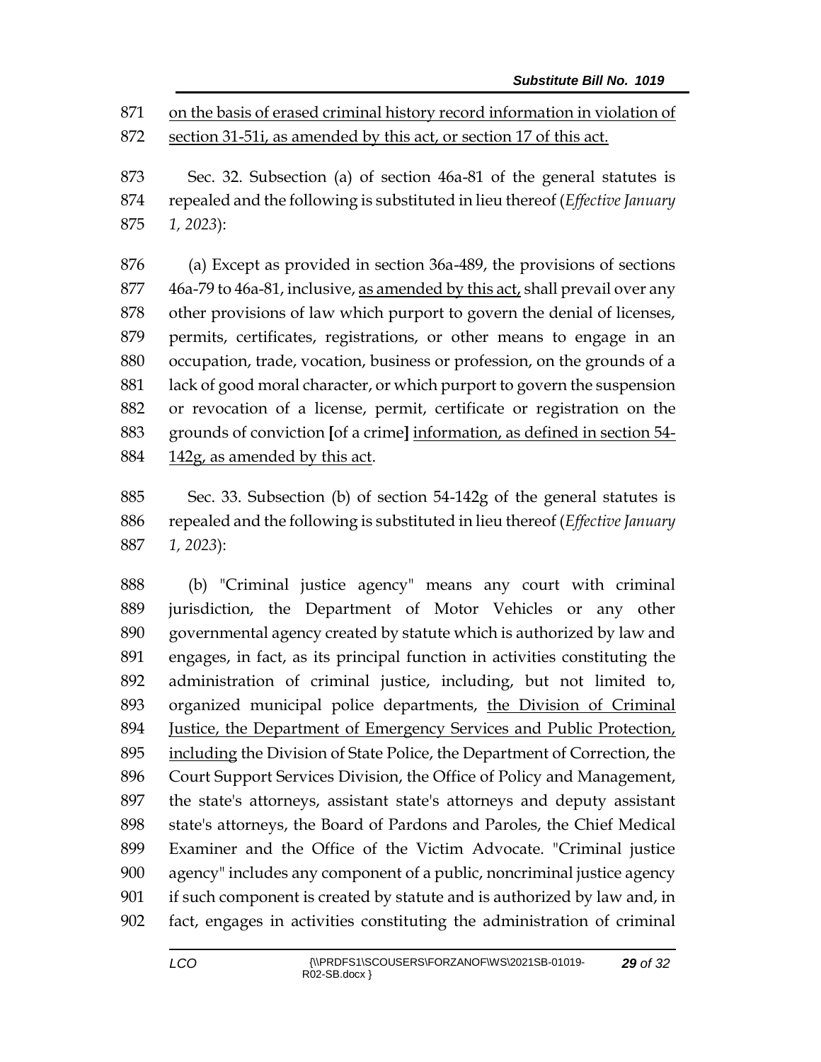871 <u>on the basis of erased criminal history record information in violation of</u>
872 <u>section 31-51i, as amended by this act, or section 17 of this act.</u>

873 Sec. 32. Subsection (a) of section 46a-81 of the general statutes is
874 repealed and the following is substituted in lieu thereof (*Effective January*
875 *1, 2023*):

876 (a) Except as provided in section 36a-489, the provisions of sections
877 46a-79 to 46a-81, inclusive, <u>as amended by this act,</u> shall prevail over any
878 other provisions of law which purport to govern the denial of licenses,
879 permits, certificates, registrations, or other means to engage in an
880 occupation, trade, vocation, business or profession, on the grounds of a
881 lack of good moral character, or which purport to govern the suspension
882 or revocation of a license, permit, certificate or registration on the
883 grounds of conviction **[**of a crime**]** <u>information, as defined in section 54-</u>
884 <u>142g, as amended by this act</u>.

885 Sec. 33. Subsection (b) of section 54-142g of the general statutes is
886 repealed and the following is substituted in lieu thereof (*Effective January*
887 *1, 2023*):

888 (b) "Criminal justice agency" means any court with criminal
889 jurisdiction, the Department of Motor Vehicles or any other
890 governmental agency created by statute which is authorized by law and
891 engages, in fact, as its principal function in activities constituting the
892 administration of criminal justice, including, but not limited to,
893 organized municipal police departments, <u>the Division of Criminal</u>
894 <u>Justice, the Department of Emergency Services and Public Protection,</u>
895 <u>including</u> the Division of State Police, the Department of Correction, the
896 Court Support Services Division, the Office of Policy and Management,
897 the state's attorneys, assistant state's attorneys and deputy assistant
898 state's attorneys, the Board of Pardons and Paroles, the Chief Medical
899 Examiner and the Office of the Victim Advocate. "Criminal justice
900 agency" includes any component of a public, noncriminal justice agency
901 if such component is created by statute and is authorized by law and, in
902 fact, engages in activities constituting the administration of criminal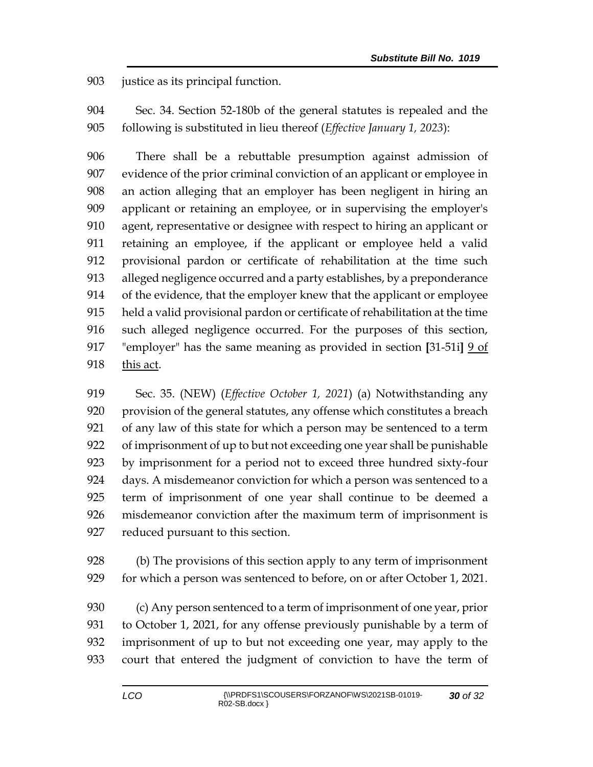justice as its principal function.

Sec. 34. Section 52-180b of the general statutes is repealed and the following is substituted in lieu thereof (*Effective January 1, 2023*):

There shall be a rebuttable presumption against admission of evidence of the prior criminal conviction of an applicant or employee in an action alleging that an employer has been negligent in hiring an applicant or retaining an employee, or in supervising the employer's agent, representative or designee with respect to hiring an applicant or retaining an employee, if the applicant or employee held a valid provisional pardon or certificate of rehabilitation at the time such alleged negligence occurred and a party establishes, by a preponderance of the evidence, that the employer knew that the applicant or employee held a valid provisional pardon or certificate of rehabilitation at the time such alleged negligence occurred. For the purposes of this section, "employer" has the same meaning as provided in section **[**31-51i**]** <u>9 of this act</u>.

Sec. 35. (NEW) (*Effective October 1, 2021*) (a) Notwithstanding any provision of the general statutes, any offense which constitutes a breach of any law of this state for which a person may be sentenced to a term of imprisonment of up to but not exceeding one year shall be punishable by imprisonment for a period not to exceed three hundred sixty-four days. A misdemeanor conviction for which a person was sentenced to a term of imprisonment of one year shall continue to be deemed a misdemeanor conviction after the maximum term of imprisonment is reduced pursuant to this section.

(b) The provisions of this section apply to any term of imprisonment for which a person was sentenced to before, on or after October 1, 2021.

(c) Any person sentenced to a term of imprisonment of one year, prior to October 1, 2021, for any offense previously punishable by a term of imprisonment of up to but not exceeding one year, may apply to the court that entered the judgment of conviction to have the term of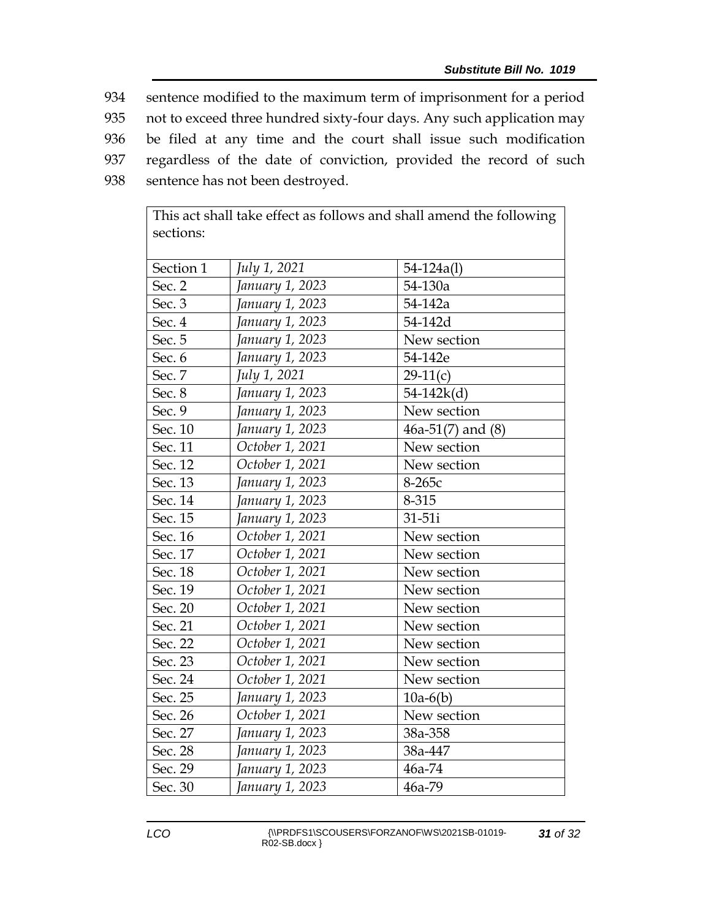934 sentence modified to the maximum term of imprisonment for a period
935 not to exceed three hundred sixty-four days. Any such application may
936 be filed at any time and the court shall issue such modification
937 regardless of the date of conviction, provided the record of such
938 sentence has not been destroyed.

| This act shall take effect as follows and shall amend the following sections: | | |
|---|---|---|
| Section 1 | *July 1, 2021* | 54-124a(l) |
| Sec. 2 | *January 1, 2023* | 54-130a |
| Sec. 3 | *January 1, 2023* | 54-142a |
| Sec. 4 | *January 1, 2023* | 54-142d |
| Sec. 5 | *January 1, 2023* | New section |
| Sec. 6 | *January 1, 2023* | 54-142e |
| Sec. 7 | *July 1, 2021* | 29-11(c) |
| Sec. 8 | *January 1, 2023* | 54-142k(d) |
| Sec. 9 | *January 1, 2023* | New section |
| Sec. 10 | *January 1, 2023* | 46a-51(7) and (8) |
| Sec. 11 | *October 1, 2021* | New section |
| Sec. 12 | *October 1, 2021* | New section |
| Sec. 13 | *January 1, 2023* | 8-265c |
| Sec. 14 | *January 1, 2023* | 8-315 |
| Sec. 15 | *January 1, 2023* | 31-51i |
| Sec. 16 | *October 1, 2021* | New section |
| Sec. 17 | *October 1, 2021* | New section |
| Sec. 18 | *October 1, 2021* | New section |
| Sec. 19 | *October 1, 2021* | New section |
| Sec. 20 | *October 1, 2021* | New section |
| Sec. 21 | *October 1, 2021* | New section |
| Sec. 22 | *October 1, 2021* | New section |
| Sec. 23 | *October 1, 2021* | New section |
| Sec. 24 | *October 1, 2021* | New section |
| Sec. 25 | *January 1, 2023* | 10a-6(b) |
| Sec. 26 | *October 1, 2021* | New section |
| Sec. 27 | *January 1, 2023* | 38a-358 |
| Sec. 28 | *January 1, 2023* | 38a-447 |
| Sec. 29 | *January 1, 2023* | 46a-74 |
| Sec. 30 | *January 1, 2023* | 46a-79 |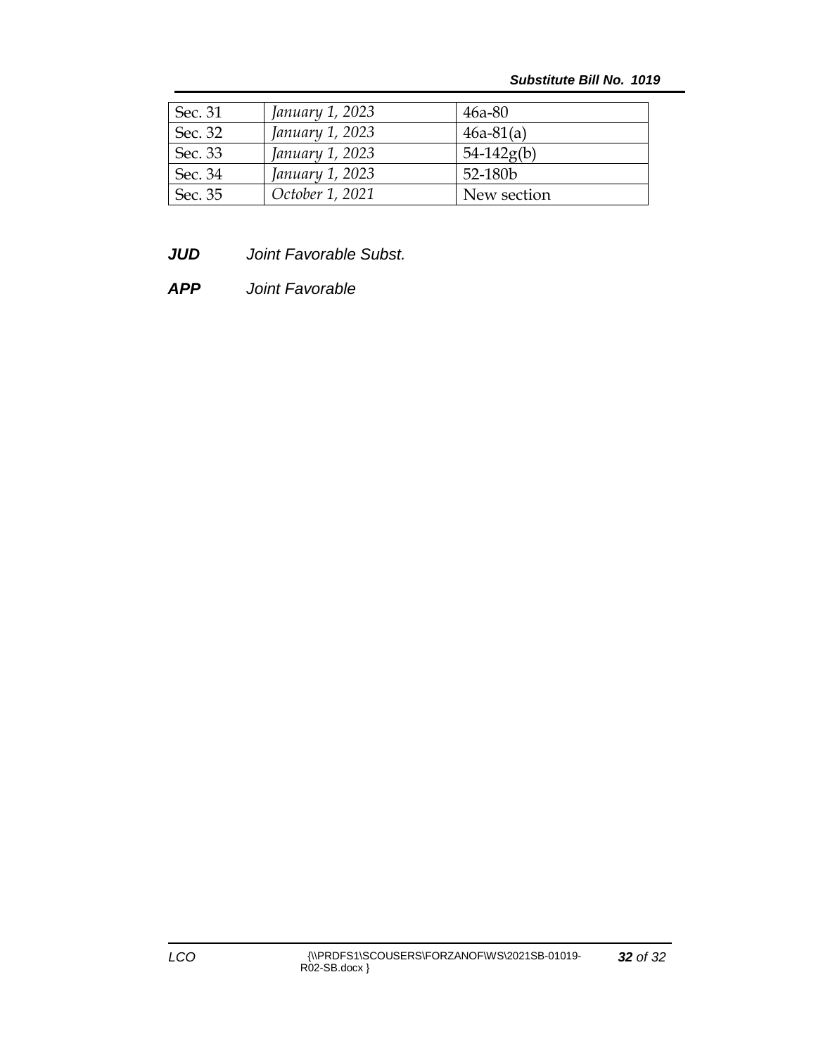| | | |
|---|---|---|
| Sec. 31 | *January 1, 2023* | 46a-80 |
| Sec. 32 | *January 1, 2023* | 46a-81(a) |
| Sec. 33 | *January 1, 2023* | 54-142g(b) |
| Sec. 34 | *January 1, 2023* | 52-180b |
| Sec. 35 | *October 1, 2021* | New section |

***JUD*** *Joint Favorable Subst.*

***APP*** *Joint Favorable*